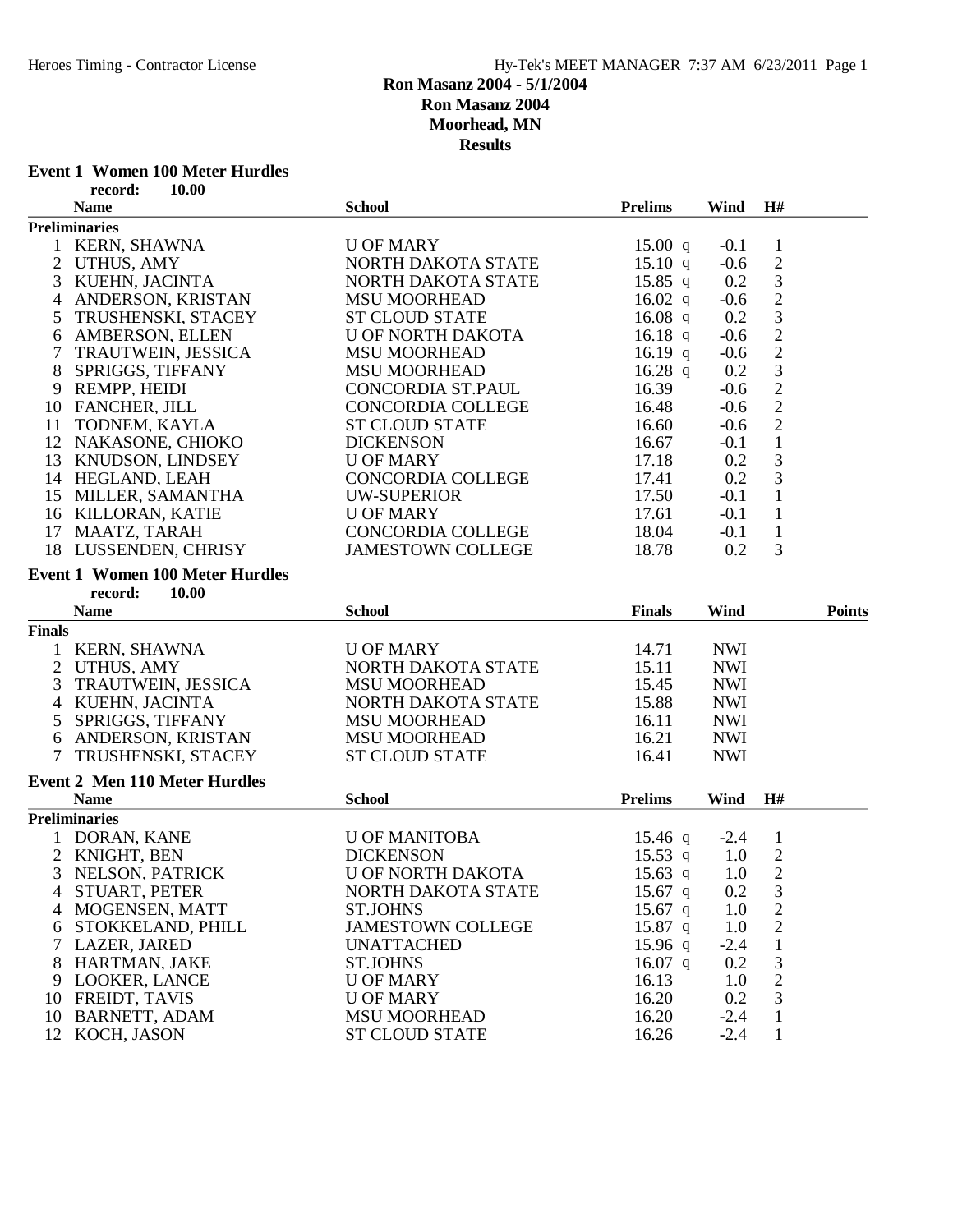# Ron Masanz 2004 - 5/1/2004

## Ron Masanz 2004

## Moorhead, MN

## Results

### Event 1 Women 100 Meter Hurdles

record: 10.00

**Preliminaries**

| | Name | School | Prelims | | Wind | H# |
|---|---|---|---|---|---|---|
| 1 | KERN, SHAWNA | U OF MARY | 15.00 | q | -0.1 | 1 |
| 2 | UTHUS, AMY | NORTH DAKOTA STATE | 15.10 | q | -0.6 | 2 |
| 3 | KUEHN, JACINTA | NORTH DAKOTA STATE | 15.85 | q | 0.2 | 3 |
| 4 | ANDERSON, KRISTAN | MSU MOORHEAD | 16.02 | q | -0.6 | 2 |
| 5 | TRUSHENSKI, STACEY | ST CLOUD STATE | 16.08 | q | 0.2 | 3 |
| 6 | AMBERSON, ELLEN | U OF NORTH DAKOTA | 16.18 | q | -0.6 | 2 |
| 7 | TRAUTWEIN, JESSICA | MSU MOORHEAD | 16.19 | q | -0.6 | 2 |
| 8 | SPRIGGS, TIFFANY | MSU MOORHEAD | 16.28 | q | 0.2 | 3 |
| 9 | REMPP, HEIDI | CONCORDIA ST.PAUL | 16.39 | | -0.6 | 2 |
| 10 | FANCHER, JILL | CONCORDIA COLLEGE | 16.48 | | -0.6 | 2 |
| 11 | TODNEM, KAYLA | ST CLOUD STATE | 16.60 | | -0.6 | 2 |
| 12 | NAKASONE, CHIOKO | DICKENSON | 16.67 | | -0.1 | 1 |
| 13 | KNUDSON, LINDSEY | U OF MARY | 17.18 | | 0.2 | 3 |
| 14 | HEGLAND, LEAH | CONCORDIA COLLEGE | 17.41 | | 0.2 | 3 |
| 15 | MILLER, SAMANTHA | UW-SUPERIOR | 17.50 | | -0.1 | 1 |
| 16 | KILLORAN, KATIE | U OF MARY | 17.61 | | -0.1 | 1 |
| 17 | MAATZ, TARAH | CONCORDIA COLLEGE | 18.04 | | -0.1 | 1 |
| 18 | LUSSENDEN, CHRISY | JAMESTOWN COLLEGE | 18.78 | | 0.2 | 3 |

### Event 1 Women 100 Meter Hurdles

record: 10.00

**Finals**

| | Name | School | Finals | Wind | Points |
|---|---|---|---|---|---|
| 1 | KERN, SHAWNA | U OF MARY | 14.71 | NWI | |
| 2 | UTHUS, AMY | NORTH DAKOTA STATE | 15.11 | NWI | |
| 3 | TRAUTWEIN, JESSICA | MSU MOORHEAD | 15.45 | NWI | |
| 4 | KUEHN, JACINTA | NORTH DAKOTA STATE | 15.88 | NWI | |
| 5 | SPRIGGS, TIFFANY | MSU MOORHEAD | 16.11 | NWI | |
| 6 | ANDERSON, KRISTAN | MSU MOORHEAD | 16.21 | NWI | |
| 7 | TRUSHENSKI, STACEY | ST CLOUD STATE | 16.41 | NWI | |

### Event 2 Men 110 Meter Hurdles

**Preliminaries**

| | Name | School | Prelims | | Wind | H# |
|---|---|---|---|---|---|---|
| 1 | DORAN, KANE | U OF MANITOBA | 15.46 | q | -2.4 | 1 |
| 2 | KNIGHT, BEN | DICKENSON | 15.53 | q | 1.0 | 2 |
| 3 | NELSON, PATRICK | U OF NORTH DAKOTA | 15.63 | q | 1.0 | 2 |
| 4 | STUART, PETER | NORTH DAKOTA STATE | 15.67 | q | 0.2 | 3 |
| 4 | MOGENSEN, MATT | ST.JOHNS | 15.67 | q | 1.0 | 2 |
| 6 | STOKKELAND, PHILL | JAMESTOWN COLLEGE | 15.87 | q | 1.0 | 2 |
| 7 | LAZER, JARED | UNATTACHED | 15.96 | q | -2.4 | 1 |
| 8 | HARTMAN, JAKE | ST.JOHNS | 16.07 | q | 0.2 | 3 |
| 9 | LOOKER, LANCE | U OF MARY | 16.13 | | 1.0 | 2 |
| 10 | FREIDT, TAVIS | U OF MARY | 16.20 | | 0.2 | 3 |
| 10 | BARNETT, ADAM | MSU MOORHEAD | 16.20 | | -2.4 | 1 |
| 12 | KOCH, JASON | ST CLOUD STATE | 16.26 | | -2.4 | 1 |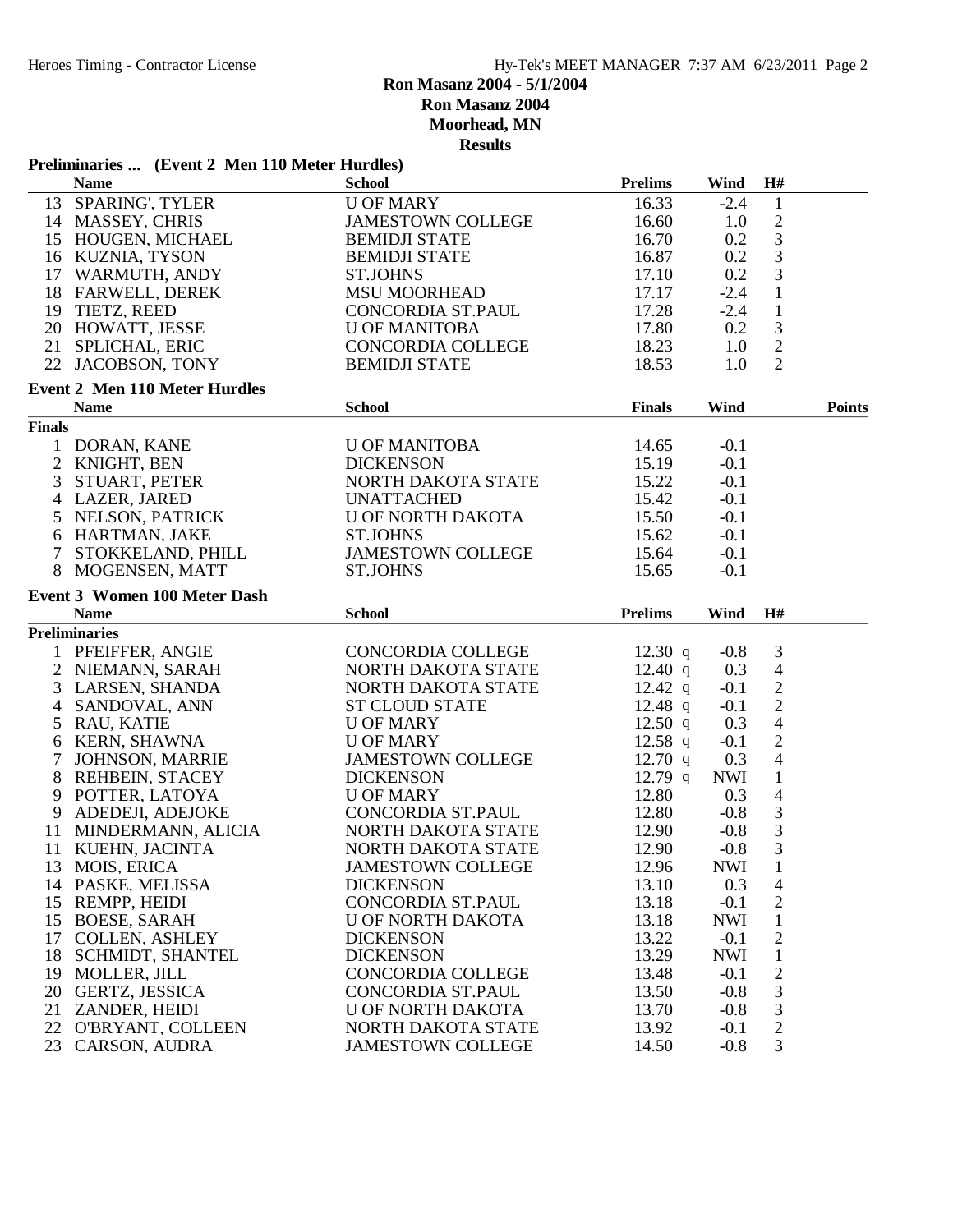**Ron Masanz 2004 - 5/1/2004**
**Ron Masanz 2004**
**Moorhead, MN**
**Results**

### Preliminaries ... (Event 2 Men 110 Meter Hurdles)

| | Name | School | Prelims | Wind | H# |
|---|---|---|---|---|---|
| 13 | SPARING', TYLER | U OF MARY | 16.33 | -2.4 | 1 |
| 14 | MASSEY, CHRIS | JAMESTOWN COLLEGE | 16.60 | 1.0 | 2 |
| 15 | HOUGEN, MICHAEL | BEMIDJI STATE | 16.70 | 0.2 | 3 |
| 16 | KUZNIA, TYSON | BEMIDJI STATE | 16.87 | 0.2 | 3 |
| 17 | WARMUTH, ANDY | ST.JOHNS | 17.10 | 0.2 | 3 |
| 18 | FARWELL, DEREK | MSU MOORHEAD | 17.17 | -2.4 | 1 |
| 19 | TIETZ, REED | CONCORDIA ST.PAUL | 17.28 | -2.4 | 1 |
| 20 | HOWATT, JESSE | U OF MANITOBA | 17.80 | 0.2 | 3 |
| 21 | SPLICHAL, ERIC | CONCORDIA COLLEGE | 18.23 | 1.0 | 2 |
| 22 | JACOBSON, TONY | BEMIDJI STATE | 18.53 | 1.0 | 2 |

### Event 2 Men 110 Meter Hurdles

| | Name | School | Finals | Wind | Points |
|---|---|---|---|---|---|
| **Finals** | | | | | |
| 1 | DORAN, KANE | U OF MANITOBA | 14.65 | -0.1 | |
| 2 | KNIGHT, BEN | DICKENSON | 15.19 | -0.1 | |
| 3 | STUART, PETER | NORTH DAKOTA STATE | 15.22 | -0.1 | |
| 4 | LAZER, JARED | UNATTACHED | 15.42 | -0.1 | |
| 5 | NELSON, PATRICK | U OF NORTH DAKOTA | 15.50 | -0.1 | |
| 6 | HARTMAN, JAKE | ST.JOHNS | 15.62 | -0.1 | |
| 7 | STOKKELAND, PHILL | JAMESTOWN COLLEGE | 15.64 | -0.1 | |
| 8 | MOGENSEN, MATT | ST.JOHNS | 15.65 | -0.1 | |

### Event 3 Women 100 Meter Dash

| | Name | School | Prelims | Wind | H# |
|---|---|---|---|---|---|
| **Preliminaries** | | | | | |
| 1 | PFEIFFER, ANGIE | CONCORDIA COLLEGE | 12.30 q | -0.8 | 3 |
| 2 | NIEMANN, SARAH | NORTH DAKOTA STATE | 12.40 q | 0.3 | 4 |
| 3 | LARSEN, SHANDA | NORTH DAKOTA STATE | 12.42 q | -0.1 | 2 |
| 4 | SANDOVAL, ANN | ST CLOUD STATE | 12.48 q | -0.1 | 2 |
| 5 | RAU, KATIE | U OF MARY | 12.50 q | 0.3 | 4 |
| 6 | KERN, SHAWNA | U OF MARY | 12.58 q | -0.1 | 2 |
| 7 | JOHNSON, MARRIE | JAMESTOWN COLLEGE | 12.70 q | 0.3 | 4 |
| 8 | REHBEIN, STACEY | DICKENSON | 12.79 q | NWI | 1 |
| 9 | POTTER, LATOYA | U OF MARY | 12.80 | 0.3 | 4 |
| 9 | ADEDEJI, ADEJOKE | CONCORDIA ST.PAUL | 12.80 | -0.8 | 3 |
| 11 | MINDERMANN, ALICIA | NORTH DAKOTA STATE | 12.90 | -0.8 | 3 |
| 11 | KUEHN, JACINTA | NORTH DAKOTA STATE | 12.90 | -0.8 | 3 |
| 13 | MOIS, ERICA | JAMESTOWN COLLEGE | 12.96 | NWI | 1 |
| 14 | PASKE, MELISSA | DICKENSON | 13.10 | 0.3 | 4 |
| 15 | REMPP, HEIDI | CONCORDIA ST.PAUL | 13.18 | -0.1 | 2 |
| 15 | BOESE, SARAH | U OF NORTH DAKOTA | 13.18 | NWI | 1 |
| 17 | COLLEN, ASHLEY | DICKENSON | 13.22 | -0.1 | 2 |
| 18 | SCHMIDT, SHANTEL | DICKENSON | 13.29 | NWI | 1 |
| 19 | MOLLER, JILL | CONCORDIA COLLEGE | 13.48 | -0.1 | 2 |
| 20 | GERTZ, JESSICA | CONCORDIA ST.PAUL | 13.50 | -0.8 | 3 |
| 21 | ZANDER, HEIDI | U OF NORTH DAKOTA | 13.70 | -0.8 | 3 |
| 22 | O'BRYANT, COLLEEN | NORTH DAKOTA STATE | 13.92 | -0.1 | 2 |
| 23 | CARSON, AUDRA | JAMESTOWN COLLEGE | 14.50 | -0.8 | 3 |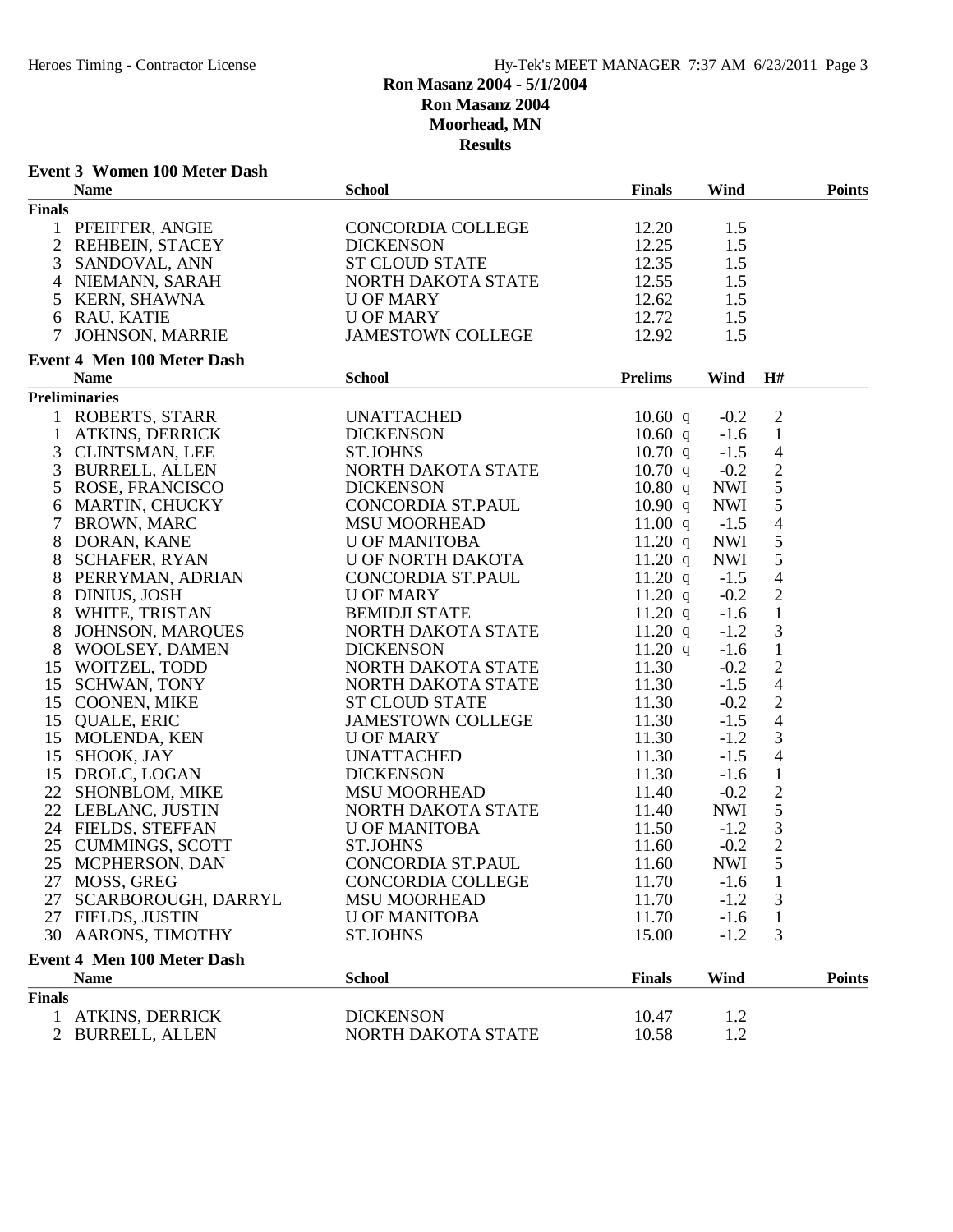# Ron Masanz 2004 - 5/1/2004
## Ron Masanz 2004
## Moorhead, MN
## Results

### Event 3 Women 100 Meter Dash

| | Name | School | Finals | Wind | Points |
|---|---|---|---|---|---|
| **Finals** | | | | | |
| 1 | PFEIFFER, ANGIE | CONCORDIA COLLEGE | 12.20 | 1.5 | |
| 2 | REHBEIN, STACEY | DICKENSON | 12.25 | 1.5 | |
| 3 | SANDOVAL, ANN | ST CLOUD STATE | 12.35 | 1.5 | |
| 4 | NIEMANN, SARAH | NORTH DAKOTA STATE | 12.55 | 1.5 | |
| 5 | KERN, SHAWNA | U OF MARY | 12.62 | 1.5 | |
| 6 | RAU, KATIE | U OF MARY | 12.72 | 1.5 | |
| 7 | JOHNSON, MARRIE | JAMESTOWN COLLEGE | 12.92 | 1.5 | |

### Event 4 Men 100 Meter Dash

| | Name | School | Prelims | Wind | H# |
|---|---|---|---|---|---|
| **Preliminaries** | | | | | |
| 1 | ROBERTS, STARR | UNATTACHED | 10.60 q | -0.2 | 2 |
| 1 | ATKINS, DERRICK | DICKENSON | 10.60 q | -1.6 | 1 |
| 3 | CLINTSMAN, LEE | ST.JOHNS | 10.70 q | -1.5 | 4 |
| 3 | BURRELL, ALLEN | NORTH DAKOTA STATE | 10.70 q | -0.2 | 2 |
| 5 | ROSE, FRANCISCO | DICKENSON | 10.80 q | NWI | 5 |
| 6 | MARTIN, CHUCKY | CONCORDIA ST.PAUL | 10.90 q | NWI | 5 |
| 7 | BROWN, MARC | MSU MOORHEAD | 11.00 q | -1.5 | 4 |
| 8 | DORAN, KANE | U OF MANITOBA | 11.20 q | NWI | 5 |
| 8 | SCHAFER, RYAN | U OF NORTH DAKOTA | 11.20 q | NWI | 5 |
| 8 | PERRYMAN, ADRIAN | CONCORDIA ST.PAUL | 11.20 q | -1.5 | 4 |
| 8 | DINIUS, JOSH | U OF MARY | 11.20 q | -0.2 | 2 |
| 8 | WHITE, TRISTAN | BEMIDJI STATE | 11.20 q | -1.6 | 1 |
| 8 | JOHNSON, MARQUES | NORTH DAKOTA STATE | 11.20 q | -1.2 | 3 |
| 8 | WOOLSEY, DAMEN | DICKENSON | 11.20 q | -1.6 | 1 |
| 15 | WOITZEL, TODD | NORTH DAKOTA STATE | 11.30 | -0.2 | 2 |
| 15 | SCHWAN, TONY | NORTH DAKOTA STATE | 11.30 | -1.5 | 4 |
| 15 | COONEN, MIKE | ST CLOUD STATE | 11.30 | -0.2 | 2 |
| 15 | QUALE, ERIC | JAMESTOWN COLLEGE | 11.30 | -1.5 | 4 |
| 15 | MOLENDA, KEN | U OF MARY | 11.30 | -1.2 | 3 |
| 15 | SHOOK, JAY | UNATTACHED | 11.30 | -1.5 | 4 |
| 15 | DROLC, LOGAN | DICKENSON | 11.30 | -1.6 | 1 |
| 22 | SHONBLOM, MIKE | MSU MOORHEAD | 11.40 | -0.2 | 2 |
| 22 | LEBLANC, JUSTIN | NORTH DAKOTA STATE | 11.40 | NWI | 5 |
| 24 | FIELDS, STEFFAN | U OF MANITOBA | 11.50 | -1.2 | 3 |
| 25 | CUMMINGS, SCOTT | ST.JOHNS | 11.60 | -0.2 | 2 |
| 25 | MCPHERSON, DAN | CONCORDIA ST.PAUL | 11.60 | NWI | 5 |
| 27 | MOSS, GREG | CONCORDIA COLLEGE | 11.70 | -1.6 | 1 |
| 27 | SCARBOROUGH, DARRYL | MSU MOORHEAD | 11.70 | -1.2 | 3 |
| 27 | FIELDS, JUSTIN | U OF MANITOBA | 11.70 | -1.6 | 1 |
| 30 | AARONS, TIMOTHY | ST.JOHNS | 15.00 | -1.2 | 3 |

### Event 4 Men 100 Meter Dash

| | Name | School | Finals | Wind | Points |
|---|---|---|---|---|---|
| **Finals** | | | | | |
| 1 | ATKINS, DERRICK | DICKENSON | 10.47 | 1.2 | |
| 2 | BURRELL, ALLEN | NORTH DAKOTA STATE | 10.58 | 1.2 | |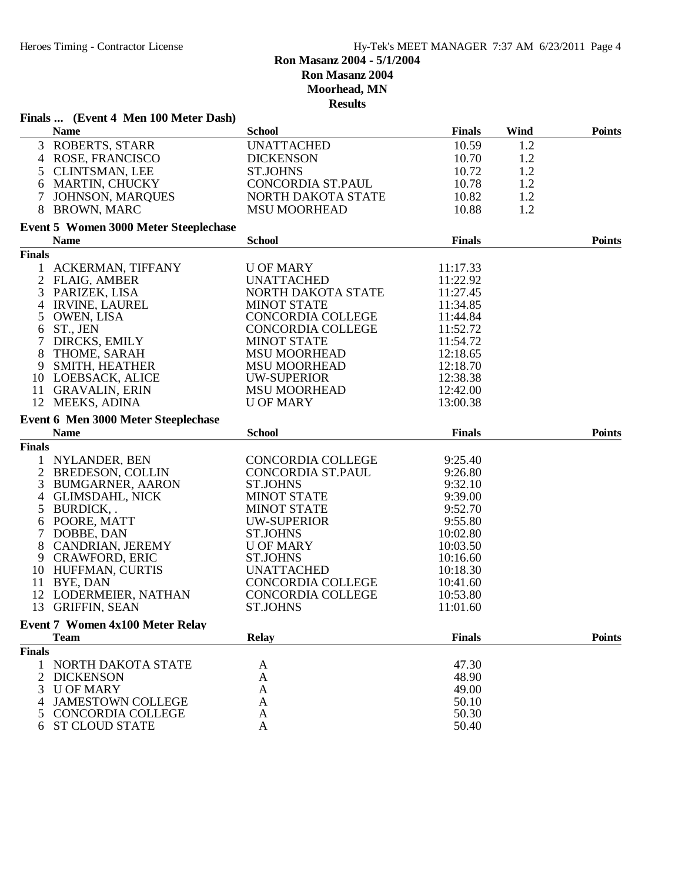## Ron Masanz 2004 - 5/1/2004

**Ron Masanz 2004**
**Moorhead, MN**
**Results**

### Finals ... (Event 4 Men 100 Meter Dash)

| | Name | School | Finals | Wind | Points |
|---|---|---|---|---|---|
| 3 | ROBERTS, STARR | UNATTACHED | 10.59 | 1.2 | |
| 4 | ROSE, FRANCISCO | DICKENSON | 10.70 | 1.2 | |
| 5 | CLINTSMAN, LEE | ST.JOHNS | 10.72 | 1.2 | |
| 6 | MARTIN, CHUCKY | CONCORDIA ST.PAUL | 10.78 | 1.2 | |
| 7 | JOHNSON, MARQUES | NORTH DAKOTA STATE | 10.82 | 1.2 | |
| 8 | BROWN, MARC | MSU MOORHEAD | 10.88 | 1.2 | |

### Event 5 Women 3000 Meter Steeplechase

| | Name | School | Finals | Points |
|---|---|---|---|---|
| **Finals** | | | | |
| 1 | ACKERMAN, TIFFANY | U OF MARY | 11:17.33 | |
| 2 | FLAIG, AMBER | UNATTACHED | 11:22.92 | |
| 3 | PARIZEK, LISA | NORTH DAKOTA STATE | 11:27.45 | |
| 4 | IRVINE, LAUREL | MINOT STATE | 11:34.85 | |
| 5 | OWEN, LISA | CONCORDIA COLLEGE | 11:44.84 | |
| 6 | ST., JEN | CONCORDIA COLLEGE | 11:52.72 | |
| 7 | DIRCKS, EMILY | MINOT STATE | 11:54.72 | |
| 8 | THOME, SARAH | MSU MOORHEAD | 12:18.65 | |
| 9 | SMITH, HEATHER | MSU MOORHEAD | 12:18.70 | |
| 10 | LOEBSACK, ALICE | UW-SUPERIOR | 12:38.38 | |
| 11 | GRAVALIN, ERIN | MSU MOORHEAD | 12:42.00 | |
| 12 | MEEKS, ADINA | U OF MARY | 13:00.38 | |

### Event 6 Men 3000 Meter Steeplechase

| | Name | School | Finals | Points |
|---|---|---|---|---|
| **Finals** | | | | |
| 1 | NYLANDER, BEN | CONCORDIA COLLEGE | 9:25.40 | |
| 2 | BREDESON, COLLIN | CONCORDIA ST.PAUL | 9:26.80 | |
| 3 | BUMGARNER, AARON | ST.JOHNS | 9:32.10 | |
| 4 | GLIMSDAHL, NICK | MINOT STATE | 9:39.00 | |
| 5 | BURDICK, . | MINOT STATE | 9:52.70 | |
| 6 | POORE, MATT | UW-SUPERIOR | 9:55.80 | |
| 7 | DOBBE, DAN | ST.JOHNS | 10:02.80 | |
| 8 | CANDRIAN, JEREMY | U OF MARY | 10:03.50 | |
| 9 | CRAWFORD, ERIC | ST.JOHNS | 10:16.60 | |
| 10 | HUFFMAN, CURTIS | UNATTACHED | 10:18.30 | |
| 11 | BYE, DAN | CONCORDIA COLLEGE | 10:41.60 | |
| 12 | LODERMEIER, NATHAN | CONCORDIA COLLEGE | 10:53.80 | |
| 13 | GRIFFIN, SEAN | ST.JOHNS | 11:01.60 | |

### Event 7 Women 4x100 Meter Relay

| | Team | Relay | Finals | Points |
|---|---|---|---|---|
| **Finals** | | | | |
| 1 | NORTH DAKOTA STATE | A | 47.30 | |
| 2 | DICKENSON | A | 48.90 | |
| 3 | U OF MARY | A | 49.00 | |
| 4 | JAMESTOWN COLLEGE | A | 50.10 | |
| 5 | CONCORDIA COLLEGE | A | 50.30 | |
| 6 | ST CLOUD STATE | A | 50.40 | |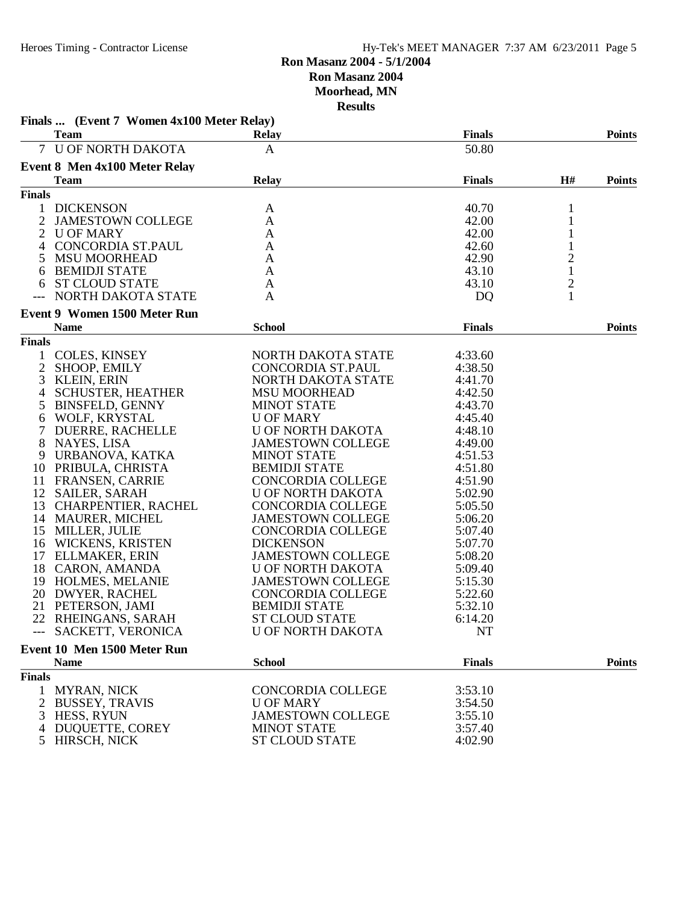**Ron Masanz 2004 - 5/1/2004**
**Ron Masanz 2004**
**Moorhead, MN**
**Results**

**Finals ... (Event 7 Women 4x100 Meter Relay)**

| | Team | Relay | Finals | Points |
|---|---|---|---|---|
| 7 | U OF NORTH DAKOTA | A | 50.80 | |

**Event 8 Men 4x100 Meter Relay**

| | Team | Relay | Finals | H# | Points |
|---|---|---|---|---|---|
| **Finals** | | | | | |
| 1 | DICKENSON | A | 40.70 | 1 | |
| 2 | JAMESTOWN COLLEGE | A | 42.00 | 1 | |
| 2 | U OF MARY | A | 42.00 | 1 | |
| 4 | CONCORDIA ST.PAUL | A | 42.60 | 1 | |
| 5 | MSU MOORHEAD | A | 42.90 | 2 | |
| 6 | BEMIDJI STATE | A | 43.10 | 1 | |
| 6 | ST CLOUD STATE | A | 43.10 | 2 | |
| --- | NORTH DAKOTA STATE | A | DQ | 1 | |

**Event 9 Women 1500 Meter Run**

| | Name | School | Finals | Points |
|---|---|---|---|---|
| **Finals** | | | | |
| 1 | COLES, KINSEY | NORTH DAKOTA STATE | 4:33.60 | |
| 2 | SHOOP, EMILY | CONCORDIA ST.PAUL | 4:38.50 | |
| 3 | KLEIN, ERIN | NORTH DAKOTA STATE | 4:41.70 | |
| 4 | SCHUSTER, HEATHER | MSU MOORHEAD | 4:42.50 | |
| 5 | BINSFELD, GENNY | MINOT STATE | 4:43.70 | |
| 6 | WOLF, KRYSTAL | U OF MARY | 4:45.40 | |
| 7 | DUERRE, RACHELLE | U OF NORTH DAKOTA | 4:48.10 | |
| 8 | NAYES, LISA | JAMESTOWN COLLEGE | 4:49.00 | |
| 9 | URBANOVA, KATKA | MINOT STATE | 4:51.53 | |
| 10 | PRIBULA, CHRISTA | BEMIDJI STATE | 4:51.80 | |
| 11 | FRANSEN, CARRIE | CONCORDIA COLLEGE | 4:51.90 | |
| 12 | SAILER, SARAH | U OF NORTH DAKOTA | 5:02.90 | |
| 13 | CHARPENTIER, RACHEL | CONCORDIA COLLEGE | 5:05.50 | |
| 14 | MAURER, MICHEL | JAMESTOWN COLLEGE | 5:06.20 | |
| 15 | MILLER, JULIE | CONCORDIA COLLEGE | 5:07.40 | |
| 16 | WICKENS, KRISTEN | DICKENSON | 5:07.70 | |
| 17 | ELLMAKER, ERIN | JAMESTOWN COLLEGE | 5:08.20 | |
| 18 | CARON, AMANDA | U OF NORTH DAKOTA | 5:09.40 | |
| 19 | HOLMES, MELANIE | JAMESTOWN COLLEGE | 5:15.30 | |
| 20 | DWYER, RACHEL | CONCORDIA COLLEGE | 5:22.60 | |
| 21 | PETERSON, JAMI | BEMIDJI STATE | 5:32.10 | |
| 22 | RHEINGANS, SARAH | ST CLOUD STATE | 6:14.20 | |
| --- | SACKETT, VERONICA | U OF NORTH DAKOTA | NT | |

**Event 10 Men 1500 Meter Run**

| | Name | School | Finals | Points |
|---|---|---|---|---|
| **Finals** | | | | |
| 1 | MYRAN, NICK | CONCORDIA COLLEGE | 3:53.10 | |
| 2 | BUSSEY, TRAVIS | U OF MARY | 3:54.50 | |
| 3 | HESS, RYUN | JAMESTOWN COLLEGE | 3:55.10 | |
| 4 | DUQUETTE, COREY | MINOT STATE | 3:57.40 | |
| 5 | HIRSCH, NICK | ST CLOUD STATE | 4:02.90 | |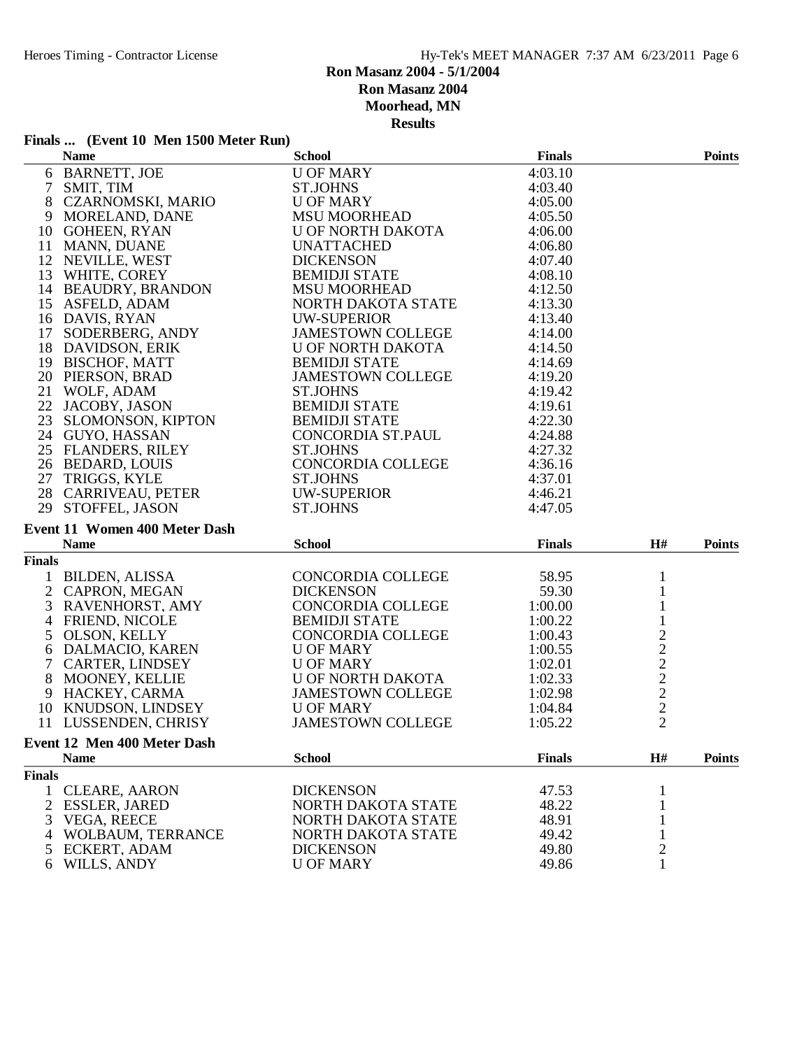## Ron Masanz 2004 - 5/1/2004

**Ron Masanz 2004**
**Moorhead, MN**
**Results**

### Finals ... (Event 10 Men 1500 Meter Run)

| | Name | School | Finals | Points |
|---|---|---|---|---|
| 6 | BARNETT, JOE | U OF MARY | 4:03.10 | |
| 7 | SMIT, TIM | ST.JOHNS | 4:03.40 | |
| 8 | CZARNOMSKI, MARIO | U OF MARY | 4:05.00 | |
| 9 | MORELAND, DANE | MSU MOORHEAD | 4:05.50 | |
| 10 | GOHEEN, RYAN | U OF NORTH DAKOTA | 4:06.00 | |
| 11 | MANN, DUANE | UNATTACHED | 4:06.80 | |
| 12 | NEVILLE, WEST | DICKENSON | 4:07.40 | |
| 13 | WHITE, COREY | BEMIDJI STATE | 4:08.10 | |
| 14 | BEAUDRY, BRANDON | MSU MOORHEAD | 4:12.50 | |
| 15 | ASFELD, ADAM | NORTH DAKOTA STATE | 4:13.30 | |
| 16 | DAVIS, RYAN | UW-SUPERIOR | 4:13.40 | |
| 17 | SODERBERG, ANDY | JAMESTOWN COLLEGE | 4:14.00 | |
| 18 | DAVIDSON, ERIK | U OF NORTH DAKOTA | 4:14.50 | |
| 19 | BISCHOF, MATT | BEMIDJI STATE | 4:14.69 | |
| 20 | PIERSON, BRAD | JAMESTOWN COLLEGE | 4:19.20 | |
| 21 | WOLF, ADAM | ST.JOHNS | 4:19.42 | |
| 22 | JACOBY, JASON | BEMIDJI STATE | 4:19.61 | |
| 23 | SLOMONSON, KIPTON | BEMIDJI STATE | 4:22.30 | |
| 24 | GUYO, HASSAN | CONCORDIA ST.PAUL | 4:24.88 | |
| 25 | FLANDERS, RILEY | ST.JOHNS | 4:27.32 | |
| 26 | BEDARD, LOUIS | CONCORDIA COLLEGE | 4:36.16 | |
| 27 | TRIGGS, KYLE | ST.JOHNS | 4:37.01 | |
| 28 | CARRIVEAU, PETER | UW-SUPERIOR | 4:46.21 | |
| 29 | STOFFEL, JASON | ST.JOHNS | 4:47.05 | |

### Event 11 Women 400 Meter Dash

| | Name | School | Finals | H# | Points |
|---|---|---|---|---|---|
| **Finals** | | | | | |
| 1 | BILDEN, ALISSA | CONCORDIA COLLEGE | 58.95 | 1 | |
| 2 | CAPRON, MEGAN | DICKENSON | 59.30 | 1 | |
| 3 | RAVENHORST, AMY | CONCORDIA COLLEGE | 1:00.00 | 1 | |
| 4 | FRIEND, NICOLE | BEMIDJI STATE | 1:00.22 | 1 | |
| 5 | OLSON, KELLY | CONCORDIA COLLEGE | 1:00.43 | 2 | |
| 6 | DALMACIO, KAREN | U OF MARY | 1:00.55 | 2 | |
| 7 | CARTER, LINDSEY | U OF MARY | 1:02.01 | 2 | |
| 8 | MOONEY, KELLIE | U OF NORTH DAKOTA | 1:02.33 | 2 | |
| 9 | HACKEY, CARMA | JAMESTOWN COLLEGE | 1:02.98 | 2 | |
| 10 | KNUDSON, LINDSEY | U OF MARY | 1:04.84 | 2 | |
| 11 | LUSSENDEN, CHRISY | JAMESTOWN COLLEGE | 1:05.22 | 2 | |

### Event 12 Men 400 Meter Dash

| | Name | School | Finals | H# | Points |
|---|---|---|---|---|---|
| **Finals** | | | | | |
| 1 | CLEARE, AARON | DICKENSON | 47.53 | 1 | |
| 2 | ESSLER, JARED | NORTH DAKOTA STATE | 48.22 | 1 | |
| 3 | VEGA, REECE | NORTH DAKOTA STATE | 48.91 | 1 | |
| 4 | WOLBAUM, TERRANCE | NORTH DAKOTA STATE | 49.42 | 1 | |
| 5 | ECKERT, ADAM | DICKENSON | 49.80 | 2 | |
| 6 | WILLS, ANDY | U OF MARY | 49.86 | 1 | |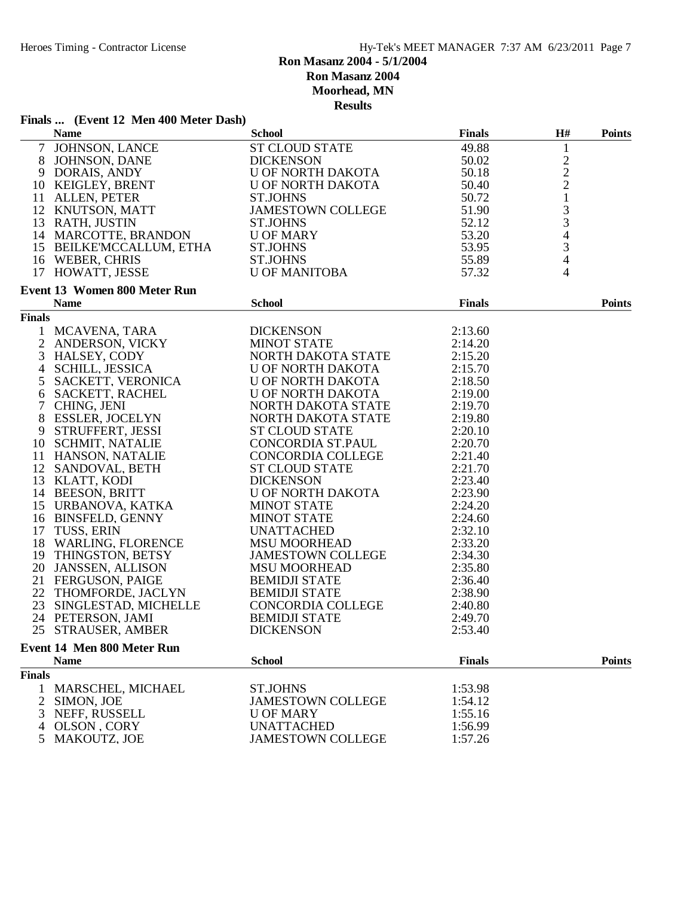**Ron Masanz 2004 - 5/1/2004**
**Ron Masanz 2004**
**Moorhead, MN**
**Results**

### Finals ... (Event 12 Men 400 Meter Dash)

| | Name | School | Finals | H# | Points |
|---|---|---|---|---|---|
| 7 | JOHNSON, LANCE | ST CLOUD STATE | 49.88 | 1 | |
| 8 | JOHNSON, DANE | DICKENSON | 50.02 | 2 | |
| 9 | DORAIS, ANDY | U OF NORTH DAKOTA | 50.18 | 2 | |
| 10 | KEIGLEY, BRENT | U OF NORTH DAKOTA | 50.40 | 2 | |
| 11 | ALLEN, PETER | ST.JOHNS | 50.72 | 1 | |
| 12 | KNUTSON, MATT | JAMESTOWN COLLEGE | 51.90 | 3 | |
| 13 | RATH, JUSTIN | ST.JOHNS | 52.12 | 3 | |
| 14 | MARCOTTE, BRANDON | U OF MARY | 53.20 | 4 | |
| 15 | BEILKE'MCCALLUM, ETHA | ST.JOHNS | 53.95 | 3 | |
| 16 | WEBER, CHRIS | ST.JOHNS | 55.89 | 4 | |
| 17 | HOWATT, JESSE | U OF MANITOBA | 57.32 | 4 | |

### Event 13 Women 800 Meter Run

| | Name | School | Finals | Points |
|---|---|---|---|---|
| **Finals** | | | | |
| 1 | MCAVENA, TARA | DICKENSON | 2:13.60 | |
| 2 | ANDERSON, VICKY | MINOT STATE | 2:14.20 | |
| 3 | HALSEY, CODY | NORTH DAKOTA STATE | 2:15.20 | |
| 4 | SCHILL, JESSICA | U OF NORTH DAKOTA | 2:15.70 | |
| 5 | SACKETT, VERONICA | U OF NORTH DAKOTA | 2:18.50 | |
| 6 | SACKETT, RACHEL | U OF NORTH DAKOTA | 2:19.00 | |
| 7 | CHING, JENI | NORTH DAKOTA STATE | 2:19.70 | |
| 8 | ESSLER, JOCELYN | NORTH DAKOTA STATE | 2:19.80 | |
| 9 | STRUFFERT, JESSI | ST CLOUD STATE | 2:20.10 | |
| 10 | SCHMIT, NATALIE | CONCORDIA ST.PAUL | 2:20.70 | |
| 11 | HANSON, NATALIE | CONCORDIA COLLEGE | 2:21.40 | |
| 12 | SANDOVAL, BETH | ST CLOUD STATE | 2:21.70 | |
| 13 | KLATT, KODI | DICKENSON | 2:23.40 | |
| 14 | BEESON, BRITT | U OF NORTH DAKOTA | 2:23.90 | |
| 15 | URBANOVA, KATKA | MINOT STATE | 2:24.20 | |
| 16 | BINSFELD, GENNY | MINOT STATE | 2:24.60 | |
| 17 | TUSS, ERIN | UNATTACHED | 2:32.10 | |
| 18 | WARLING, FLORENCE | MSU MOORHEAD | 2:33.20 | |
| 19 | THINGSTON, BETSY | JAMESTOWN COLLEGE | 2:34.30 | |
| 20 | JANSSEN, ALLISON | MSU MOORHEAD | 2:35.80 | |
| 21 | FERGUSON, PAIGE | BEMIDJI STATE | 2:36.40 | |
| 22 | THOMFORDE, JACLYN | BEMIDJI STATE | 2:38.90 | |
| 23 | SINGLESTAD, MICHELLE | CONCORDIA COLLEGE | 2:40.80 | |
| 24 | PETERSON, JAMI | BEMIDJI STATE | 2:49.70 | |
| 25 | STRAUSER, AMBER | DICKENSON | 2:53.40 | |

### Event 14 Men 800 Meter Run

| | Name | School | Finals | Points |
|---|---|---|---|---|
| **Finals** | | | | |
| 1 | MARSCHEL, MICHAEL | ST.JOHNS | 1:53.98 | |
| 2 | SIMON, JOE | JAMESTOWN COLLEGE | 1:54.12 | |
| 3 | NEFF, RUSSELL | U OF MARY | 1:55.16 | |
| 4 | OLSON , CORY | UNATTACHED | 1:56.99 | |
| 5 | MAKOUTZ, JOE | JAMESTOWN COLLEGE | 1:57.26 | |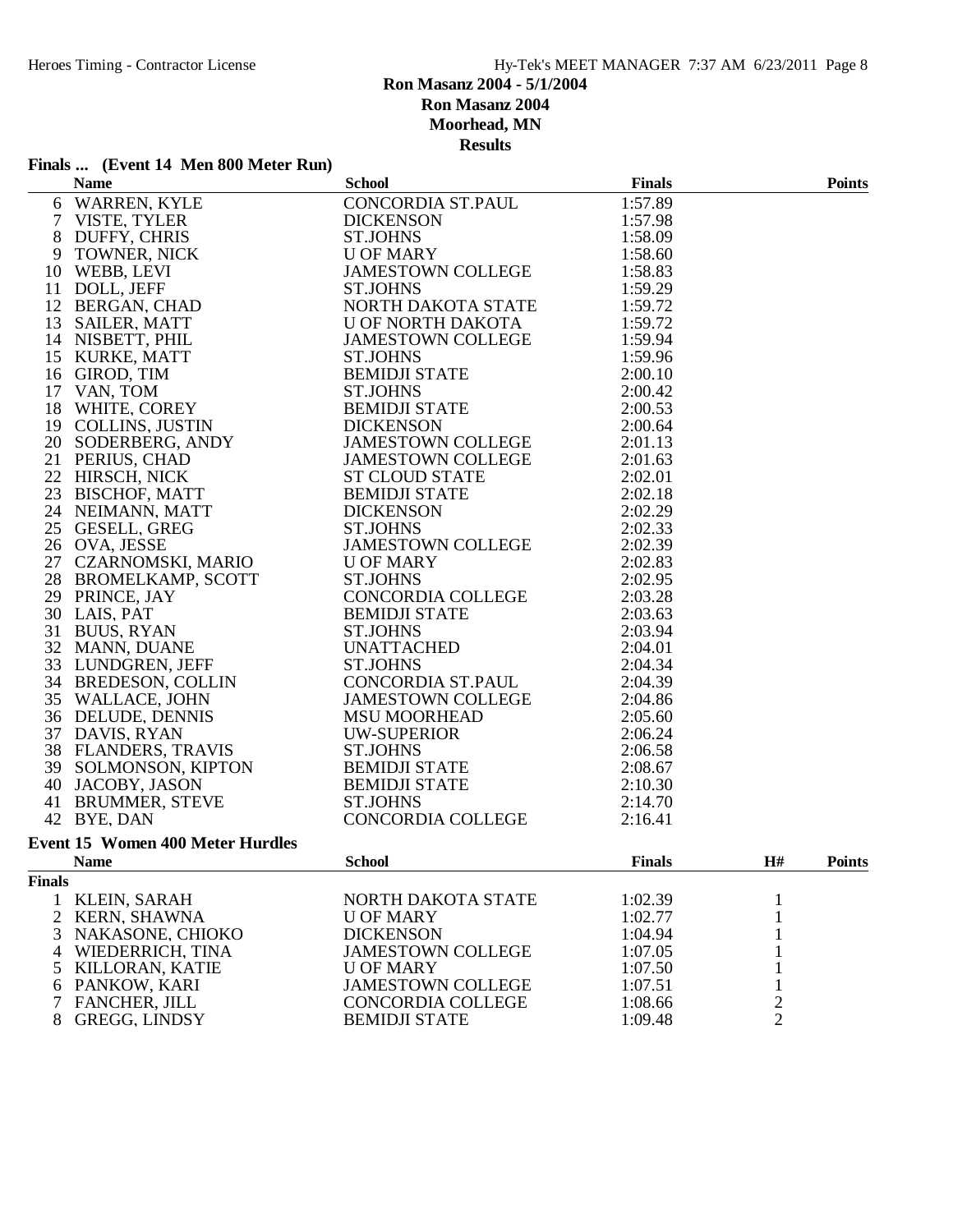# Ron Masanz 2004 - 5/1/2004

## Ron Masanz 2004

### Moorhead, MN

### Results

**Finals ... (Event 14 Men 800 Meter Run)**

| | Name | School | Finals | Points |
|---|---|---|---|---|
| 6 | WARREN, KYLE | CONCORDIA ST.PAUL | 1:57.89 | |
| 7 | VISTE, TYLER | DICKENSON | 1:57.98 | |
| 8 | DUFFY, CHRIS | ST.JOHNS | 1:58.09 | |
| 9 | TOWNER, NICK | U OF MARY | 1:58.60 | |
| 10 | WEBB, LEVI | JAMESTOWN COLLEGE | 1:58.83 | |
| 11 | DOLL, JEFF | ST.JOHNS | 1:59.29 | |
| 12 | BERGAN, CHAD | NORTH DAKOTA STATE | 1:59.72 | |
| 13 | SAILER, MATT | U OF NORTH DAKOTA | 1:59.72 | |
| 14 | NISBETT, PHIL | JAMESTOWN COLLEGE | 1:59.94 | |
| 15 | KURKE, MATT | ST.JOHNS | 1:59.96 | |
| 16 | GIROD, TIM | BEMIDJI STATE | 2:00.10 | |
| 17 | VAN, TOM | ST.JOHNS | 2:00.42 | |
| 18 | WHITE, COREY | BEMIDJI STATE | 2:00.53 | |
| 19 | COLLINS, JUSTIN | DICKENSON | 2:00.64 | |
| 20 | SODERBERG, ANDY | JAMESTOWN COLLEGE | 2:01.13 | |
| 21 | PERIUS, CHAD | JAMESTOWN COLLEGE | 2:01.63 | |
| 22 | HIRSCH, NICK | ST CLOUD STATE | 2:02.01 | |
| 23 | BISCHOF, MATT | BEMIDJI STATE | 2:02.18 | |
| 24 | NEIMANN, MATT | DICKENSON | 2:02.29 | |
| 25 | GESELL, GREG | ST.JOHNS | 2:02.33 | |
| 26 | OVA, JESSE | JAMESTOWN COLLEGE | 2:02.39 | |
| 27 | CZARNOMSKI, MARIO | U OF MARY | 2:02.83 | |
| 28 | BROMELKAMP, SCOTT | ST.JOHNS | 2:02.95 | |
| 29 | PRINCE, JAY | CONCORDIA COLLEGE | 2:03.28 | |
| 30 | LAIS, PAT | BEMIDJI STATE | 2:03.63 | |
| 31 | BUUS, RYAN | ST.JOHNS | 2:03.94 | |
| 32 | MANN, DUANE | UNATTACHED | 2:04.01 | |
| 33 | LUNDGREN, JEFF | ST.JOHNS | 2:04.34 | |
| 34 | BREDESON, COLLIN | CONCORDIA ST.PAUL | 2:04.39 | |
| 35 | WALLACE, JOHN | JAMESTOWN COLLEGE | 2:04.86 | |
| 36 | DELUDE, DENNIS | MSU MOORHEAD | 2:05.60 | |
| 37 | DAVIS, RYAN | UW-SUPERIOR | 2:06.24 | |
| 38 | FLANDERS, TRAVIS | ST.JOHNS | 2:06.58 | |
| 39 | SOLMONSON, KIPTON | BEMIDJI STATE | 2:08.67 | |
| 40 | JACOBY, JASON | BEMIDJI STATE | 2:10.30 | |
| 41 | BRUMMER, STEVE | ST.JOHNS | 2:14.70 | |
| 42 | BYE, DAN | CONCORDIA COLLEGE | 2:16.41 | |

**Event 15 Women 400 Meter Hurdles**

| | Name | School | Finals | H# | Points |
|---|---|---|---|---|---|
| **Finals** | | | | | |
| 1 | KLEIN, SARAH | NORTH DAKOTA STATE | 1:02.39 | 1 | |
| 2 | KERN, SHAWNA | U OF MARY | 1:02.77 | 1 | |
| 3 | NAKASONE, CHIOKO | DICKENSON | 1:04.94 | 1 | |
| 4 | WIEDERRICH, TINA | JAMESTOWN COLLEGE | 1:07.05 | 1 | |
| 5 | KILLORAN, KATIE | U OF MARY | 1:07.50 | 1 | |
| 6 | PANKOW, KARI | JAMESTOWN COLLEGE | 1:07.51 | 1 | |
| 7 | FANCHER, JILL | CONCORDIA COLLEGE | 1:08.66 | 2 | |
| 8 | GREGG, LINDSY | BEMIDJI STATE | 1:09.48 | 2 | |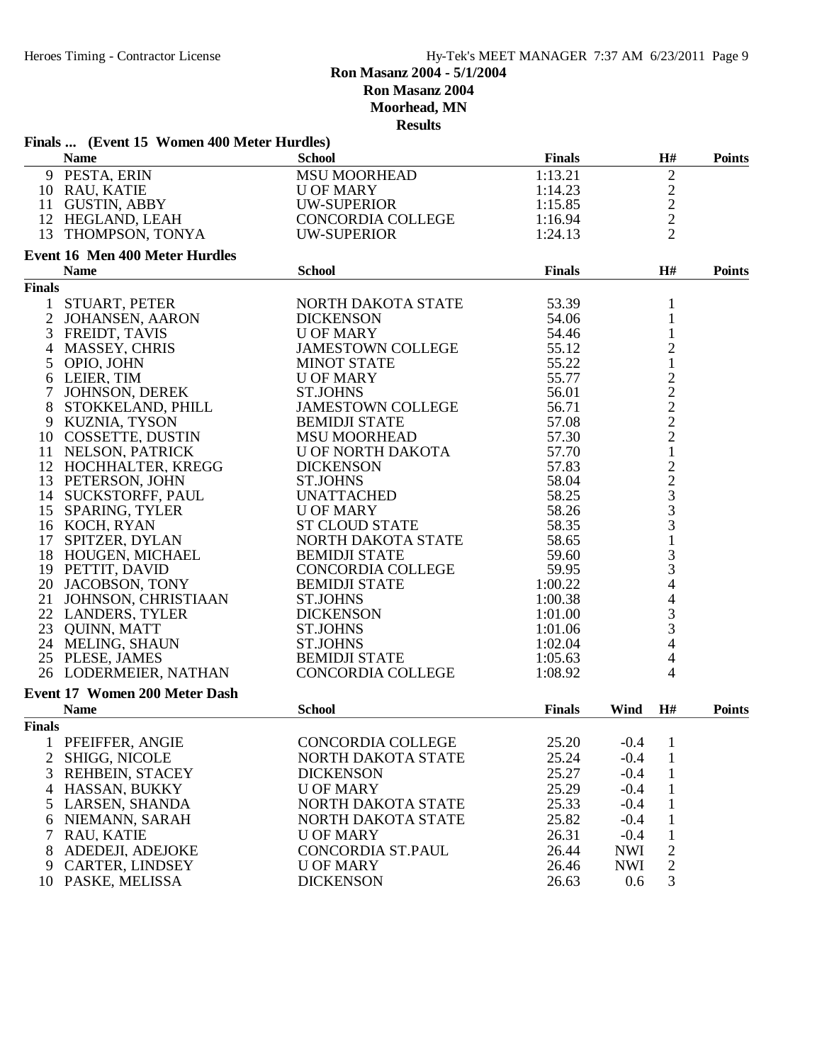**Ron Masanz 2004 - 5/1/2004**
**Ron Masanz 2004**
**Moorhead, MN**
**Results**

### Finals ... (Event 15 Women 400 Meter Hurdles)

| | Name | School | Finals | H# | Points |
|---|---|---|---|---|---|
| 9 | PESTA, ERIN | MSU MOORHEAD | 1:13.21 | 2 | |
| 10 | RAU, KATIE | U OF MARY | 1:14.23 | 2 | |
| 11 | GUSTIN, ABBY | UW-SUPERIOR | 1:15.85 | 2 | |
| 12 | HEGLAND, LEAH | CONCORDIA COLLEGE | 1:16.94 | 2 | |
| 13 | THOMPSON, TONYA | UW-SUPERIOR | 1:24.13 | 2 | |

### Event 16 Men 400 Meter Hurdles

| | Name | School | Finals | H# | Points |
|---|---|---|---|---|---|
| **Finals** | | | | | |
| 1 | STUART, PETER | NORTH DAKOTA STATE | 53.39 | 1 | |
| 2 | JOHANSEN, AARON | DICKENSON | 54.06 | 1 | |
| 3 | FREIDT, TAVIS | U OF MARY | 54.46 | 1 | |
| 4 | MASSEY, CHRIS | JAMESTOWN COLLEGE | 55.12 | 2 | |
| 5 | OPIO, JOHN | MINOT STATE | 55.22 | 1 | |
| 6 | LEIER, TIM | U OF MARY | 55.77 | 2 | |
| 7 | JOHNSON, DEREK | ST.JOHNS | 56.01 | 2 | |
| 8 | STOKKELAND, PHILL | JAMESTOWN COLLEGE | 56.71 | 2 | |
| 9 | KUZNIA, TYSON | BEMIDJI STATE | 57.08 | 2 | |
| 10 | COSSETTE, DUSTIN | MSU MOORHEAD | 57.30 | 2 | |
| 11 | NELSON, PATRICK | U OF NORTH DAKOTA | 57.70 | 1 | |
| 12 | HOCHHALTER, KREGG | DICKENSON | 57.83 | 2 | |
| 13 | PETERSON, JOHN | ST.JOHNS | 58.04 | 2 | |
| 14 | SUCKSTORFF, PAUL | UNATTACHED | 58.25 | 3 | |
| 15 | SPARING, TYLER | U OF MARY | 58.26 | 3 | |
| 16 | KOCH, RYAN | ST CLOUD STATE | 58.35 | 3 | |
| 17 | SPITZER, DYLAN | NORTH DAKOTA STATE | 58.65 | 1 | |
| 18 | HOUGEN, MICHAEL | BEMIDJI STATE | 59.60 | 3 | |
| 19 | PETTIT, DAVID | CONCORDIA COLLEGE | 59.95 | 3 | |
| 20 | JACOBSON, TONY | BEMIDJI STATE | 1:00.22 | 4 | |
| 21 | JOHNSON, CHRISTIAAN | ST.JOHNS | 1:00.38 | 4 | |
| 22 | LANDERS, TYLER | DICKENSON | 1:01.00 | 3 | |
| 23 | QUINN, MATT | ST.JOHNS | 1:01.06 | 3 | |
| 24 | MELING, SHAUN | ST.JOHNS | 1:02.04 | 4 | |
| 25 | PLESE, JAMES | BEMIDJI STATE | 1:05.63 | 4 | |
| 26 | LODERMEIER, NATHAN | CONCORDIA COLLEGE | 1:08.92 | 4 | |

### Event 17 Women 200 Meter Dash

| | Name | School | Finals | Wind | H# | Points |
|---|---|---|---|---|---|---|
| **Finals** | | | | | | |
| 1 | PFEIFFER, ANGIE | CONCORDIA COLLEGE | 25.20 | -0.4 | 1 | |
| 2 | SHIGG, NICOLE | NORTH DAKOTA STATE | 25.24 | -0.4 | 1 | |
| 3 | REHBEIN, STACEY | DICKENSON | 25.27 | -0.4 | 1 | |
| 4 | HASSAN, BUKKY | U OF MARY | 25.29 | -0.4 | 1 | |
| 5 | LARSEN, SHANDA | NORTH DAKOTA STATE | 25.33 | -0.4 | 1 | |
| 6 | NIEMANN, SARAH | NORTH DAKOTA STATE | 25.82 | -0.4 | 1 | |
| 7 | RAU, KATIE | U OF MARY | 26.31 | -0.4 | 1 | |
| 8 | ADEDEJI, ADEJOKE | CONCORDIA ST.PAUL | 26.44 | NWI | 2 | |
| 9 | CARTER, LINDSEY | U OF MARY | 26.46 | NWI | 2 | |
| 10 | PASKE, MELISSA | DICKENSON | 26.63 | 0.6 | 3 | |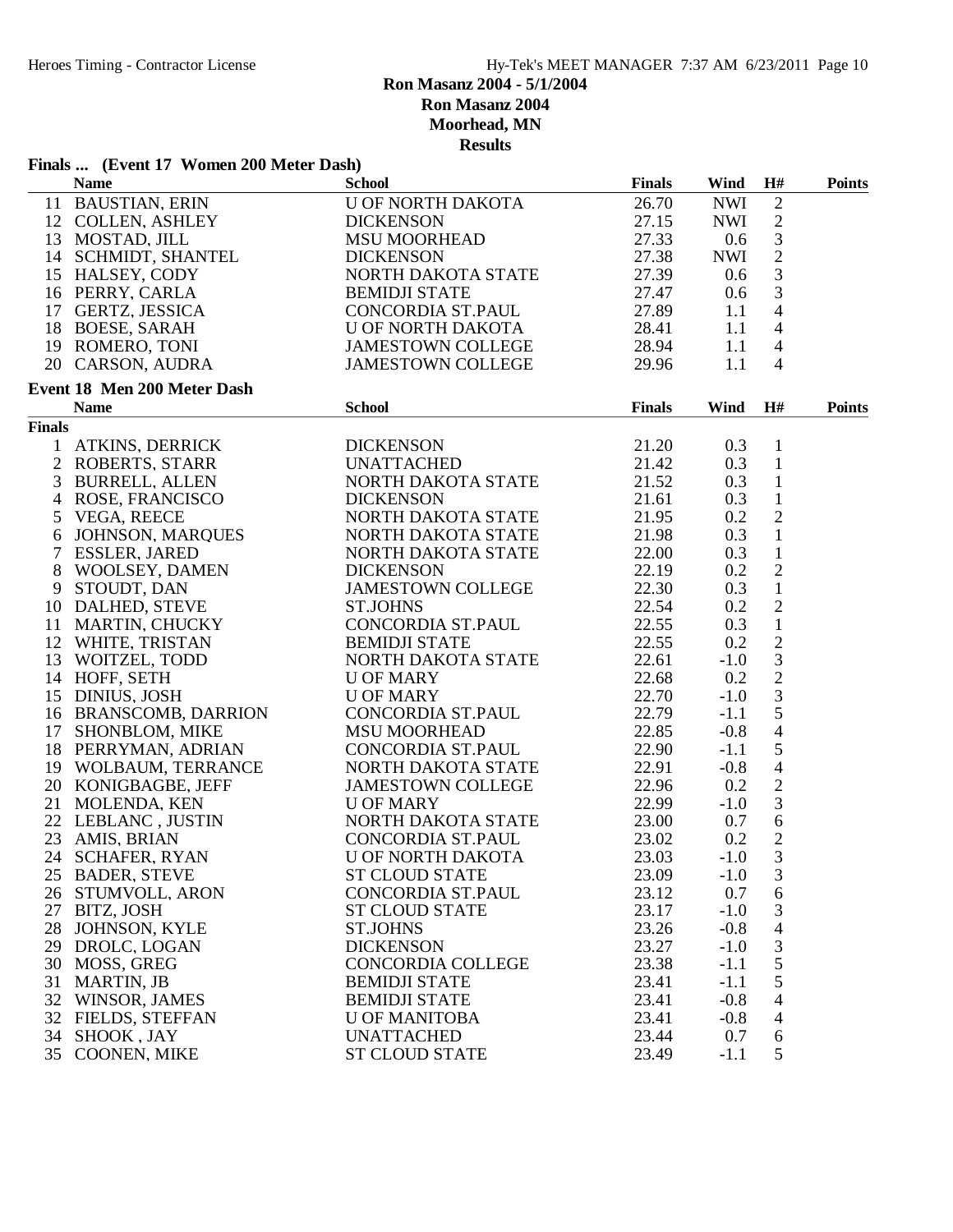**Ron Masanz 2004 - 5/1/2004**
**Ron Masanz 2004**
**Moorhead, MN**
**Results**

### Finals ... (Event 17 Women 200 Meter Dash)

| | Name | School | Finals | Wind | H# | Points |
|---|---|---|---|---|---|---|
| 11 | BAUSTIAN, ERIN | U OF NORTH DAKOTA | 26.70 | NWI | 2 | |
| 12 | COLLEN, ASHLEY | DICKENSON | 27.15 | NWI | 2 | |
| 13 | MOSTAD, JILL | MSU MOORHEAD | 27.33 | 0.6 | 3 | |
| 14 | SCHMIDT, SHANTEL | DICKENSON | 27.38 | NWI | 2 | |
| 15 | HALSEY, CODY | NORTH DAKOTA STATE | 27.39 | 0.6 | 3 | |
| 16 | PERRY, CARLA | BEMIDJI STATE | 27.47 | 0.6 | 3 | |
| 17 | GERTZ, JESSICA | CONCORDIA ST.PAUL | 27.89 | 1.1 | 4 | |
| 18 | BOESE, SARAH | U OF NORTH DAKOTA | 28.41 | 1.1 | 4 | |
| 19 | ROMERO, TONI | JAMESTOWN COLLEGE | 28.94 | 1.1 | 4 | |
| 20 | CARSON, AUDRA | JAMESTOWN COLLEGE | 29.96 | 1.1 | 4 | |

### Event 18 Men 200 Meter Dash

| | Name | School | Finals | Wind | H# | Points |
|---|---|---|---|---|---|---|
| **Finals** | | | | | | |
| 1 | ATKINS, DERRICK | DICKENSON | 21.20 | 0.3 | 1 | |
| 2 | ROBERTS, STARR | UNATTACHED | 21.42 | 0.3 | 1 | |
| 3 | BURRELL, ALLEN | NORTH DAKOTA STATE | 21.52 | 0.3 | 1 | |
| 4 | ROSE, FRANCISCO | DICKENSON | 21.61 | 0.3 | 1 | |
| 5 | VEGA, REECE | NORTH DAKOTA STATE | 21.95 | 0.2 | 2 | |
| 6 | JOHNSON, MARQUES | NORTH DAKOTA STATE | 21.98 | 0.3 | 1 | |
| 7 | ESSLER, JARED | NORTH DAKOTA STATE | 22.00 | 0.3 | 1 | |
| 8 | WOOLSEY, DAMEN | DICKENSON | 22.19 | 0.2 | 2 | |
| 9 | STOUDT, DAN | JAMESTOWN COLLEGE | 22.30 | 0.3 | 1 | |
| 10 | DALHED, STEVE | ST.JOHNS | 22.54 | 0.2 | 2 | |
| 11 | MARTIN, CHUCKY | CONCORDIA ST.PAUL | 22.55 | 0.3 | 1 | |
| 12 | WHITE, TRISTAN | BEMIDJI STATE | 22.55 | 0.2 | 2 | |
| 13 | WOITZEL, TODD | NORTH DAKOTA STATE | 22.61 | -1.0 | 3 | |
| 14 | HOFF, SETH | U OF MARY | 22.68 | 0.2 | 2 | |
| 15 | DINIUS, JOSH | U OF MARY | 22.70 | -1.0 | 3 | |
| 16 | BRANSCOMB, DARRION | CONCORDIA ST.PAUL | 22.79 | -1.1 | 5 | |
| 17 | SHONBLOM, MIKE | MSU MOORHEAD | 22.85 | -0.8 | 4 | |
| 18 | PERRYMAN, ADRIAN | CONCORDIA ST.PAUL | 22.90 | -1.1 | 5 | |
| 19 | WOLBAUM, TERRANCE | NORTH DAKOTA STATE | 22.91 | -0.8 | 4 | |
| 20 | KONIGBAGBE, JEFF | JAMESTOWN COLLEGE | 22.96 | 0.2 | 2 | |
| 21 | MOLENDA, KEN | U OF MARY | 22.99 | -1.0 | 3 | |
| 22 | LEBLANC , JUSTIN | NORTH DAKOTA STATE | 23.00 | 0.7 | 6 | |
| 23 | AMIS, BRIAN | CONCORDIA ST.PAUL | 23.02 | 0.2 | 2 | |
| 24 | SCHAFER, RYAN | U OF NORTH DAKOTA | 23.03 | -1.0 | 3 | |
| 25 | BADER, STEVE | ST CLOUD STATE | 23.09 | -1.0 | 3 | |
| 26 | STUMVOLL, ARON | CONCORDIA ST.PAUL | 23.12 | 0.7 | 6 | |
| 27 | BITZ, JOSH | ST CLOUD STATE | 23.17 | -1.0 | 3 | |
| 28 | JOHNSON, KYLE | ST.JOHNS | 23.26 | -0.8 | 4 | |
| 29 | DROLC, LOGAN | DICKENSON | 23.27 | -1.0 | 3 | |
| 30 | MOSS, GREG | CONCORDIA COLLEGE | 23.38 | -1.1 | 5 | |
| 31 | MARTIN, JB | BEMIDJI STATE | 23.41 | -1.1 | 5 | |
| 32 | WINSOR, JAMES | BEMIDJI STATE | 23.41 | -0.8 | 4 | |
| 32 | FIELDS, STEFFAN | U OF MANITOBA | 23.41 | -0.8 | 4 | |
| 34 | SHOOK , JAY | UNATTACHED | 23.44 | 0.7 | 6 | |
| 35 | COONEN, MIKE | ST CLOUD STATE | 23.49 | -1.1 | 5 | |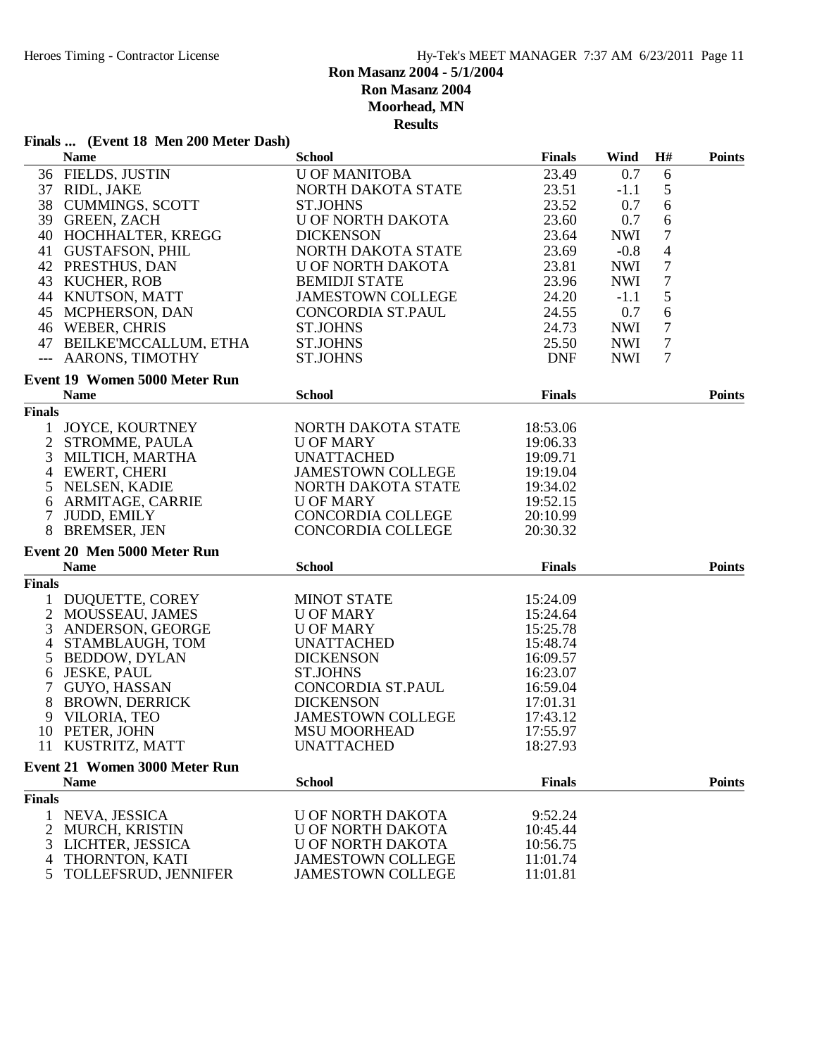# Ron Masanz 2004 - 5/1/2004

**Ron Masanz 2004**

**Moorhead, MN**

**Results**

### Finals ... (Event 18 Men 200 Meter Dash)

| | Name | School | Finals | Wind | H# | Points |
|---|---|---|---|---|---|---|
| 36 | FIELDS, JUSTIN | U OF MANITOBA | 23.49 | 0.7 | 6 | |
| 37 | RIDL, JAKE | NORTH DAKOTA STATE | 23.51 | -1.1 | 5 | |
| 38 | CUMMINGS, SCOTT | ST.JOHNS | 23.52 | 0.7 | 6 | |
| 39 | GREEN, ZACH | U OF NORTH DAKOTA | 23.60 | 0.7 | 6 | |
| 40 | HOCHHALTER, KREGG | DICKENSON | 23.64 | NWI | 7 | |
| 41 | GUSTAFSON, PHIL | NORTH DAKOTA STATE | 23.69 | -0.8 | 4 | |
| 42 | PRESTHUS, DAN | U OF NORTH DAKOTA | 23.81 | NWI | 7 | |
| 43 | KUCHER, ROB | BEMIDJI STATE | 23.96 | NWI | 7 | |
| 44 | KNUTSON, MATT | JAMESTOWN COLLEGE | 24.20 | -1.1 | 5 | |
| 45 | MCPHERSON, DAN | CONCORDIA ST.PAUL | 24.55 | 0.7 | 6 | |
| 46 | WEBER, CHRIS | ST.JOHNS | 24.73 | NWI | 7 | |
| 47 | BEILKE'MCCALLUM, ETHA | ST.JOHNS | 25.50 | NWI | 7 | |
| --- | AARONS, TIMOTHY | ST.JOHNS | DNF | NWI | 7 | |

### Event 19 Women 5000 Meter Run

| | Name | School | Finals | Points |
|---|---|---|---|---|
| **Finals** | | | | |
| 1 | JOYCE, KOURTNEY | NORTH DAKOTA STATE | 18:53.06 | |
| 2 | STROMME, PAULA | U OF MARY | 19:06.33 | |
| 3 | MILTICH, MARTHA | UNATTACHED | 19:09.71 | |
| 4 | EWERT, CHERI | JAMESTOWN COLLEGE | 19:19.04 | |
| 5 | NELSEN, KADIE | NORTH DAKOTA STATE | 19:34.02 | |
| 6 | ARMITAGE, CARRIE | U OF MARY | 19:52.15 | |
| 7 | JUDD, EMILY | CONCORDIA COLLEGE | 20:10.99 | |
| 8 | BREMSER, JEN | CONCORDIA COLLEGE | 20:30.32 | |

### Event 20 Men 5000 Meter Run

| | Name | School | Finals | Points |
|---|---|---|---|---|
| **Finals** | | | | |
| 1 | DUQUETTE, COREY | MINOT STATE | 15:24.09 | |
| 2 | MOUSSEAU, JAMES | U OF MARY | 15:24.64 | |
| 3 | ANDERSON, GEORGE | U OF MARY | 15:25.78 | |
| 4 | STAMBLAUGH, TOM | UNATTACHED | 15:48.74 | |
| 5 | BEDDOW, DYLAN | DICKENSON | 16:09.57 | |
| 6 | JESKE, PAUL | ST.JOHNS | 16:23.07 | |
| 7 | GUYO, HASSAN | CONCORDIA ST.PAUL | 16:59.04 | |
| 8 | BROWN, DERRICK | DICKENSON | 17:01.31 | |
| 9 | VILORIA, TEO | JAMESTOWN COLLEGE | 17:43.12 | |
| 10 | PETER, JOHN | MSU MOORHEAD | 17:55.97 | |
| 11 | KUSTRITZ, MATT | UNATTACHED | 18:27.93 | |

### Event 21 Women 3000 Meter Run

| | Name | School | Finals | Points |
|---|---|---|---|---|
| **Finals** | | | | |
| 1 | NEVA, JESSICA | U OF NORTH DAKOTA | 9:52.24 | |
| 2 | MURCH, KRISTIN | U OF NORTH DAKOTA | 10:45.44 | |
| 3 | LICHTER, JESSICA | U OF NORTH DAKOTA | 10:56.75 | |
| 4 | THORNTON, KATI | JAMESTOWN COLLEGE | 11:01.74 | |
| 5 | TOLLEFSRUD, JENNIFER | JAMESTOWN COLLEGE | 11:01.81 | |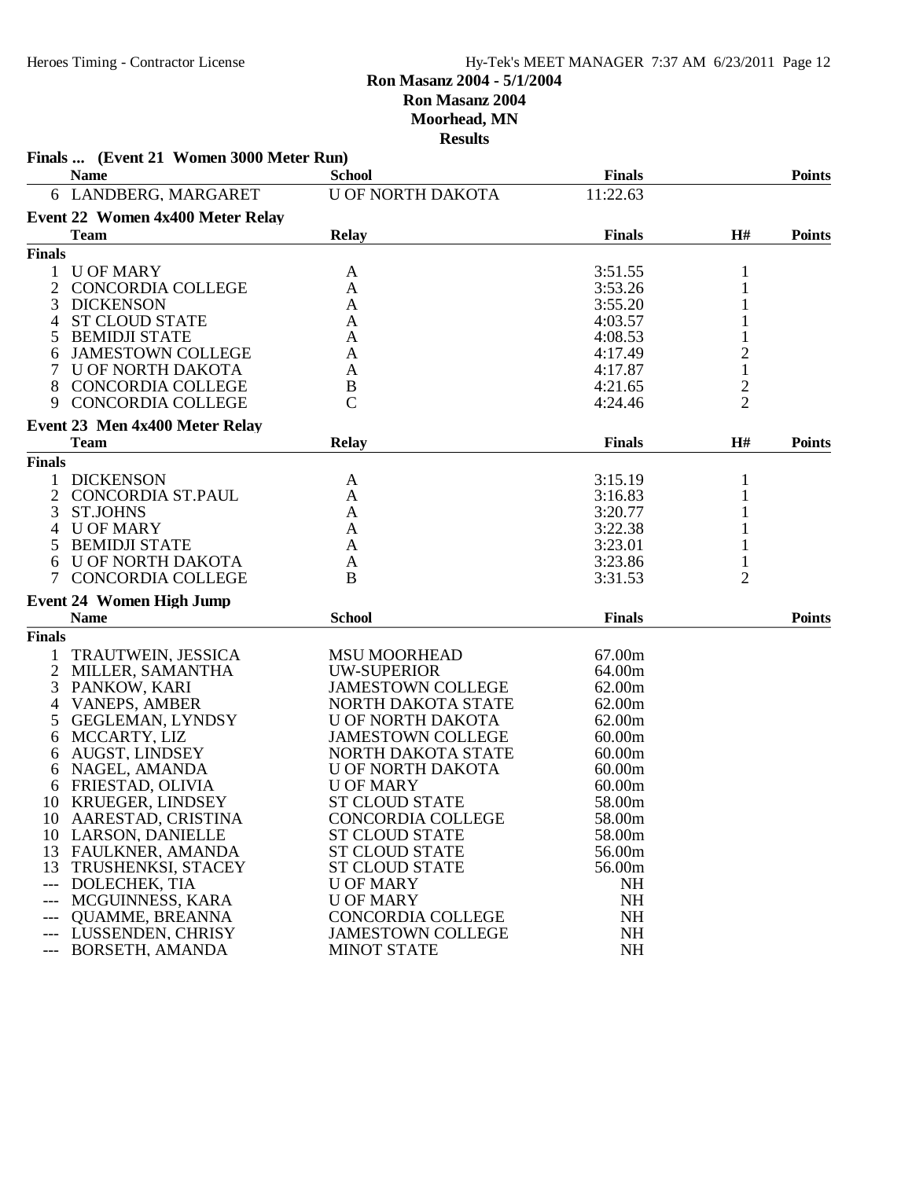**Ron Masanz 2004 - 5/1/2004**
**Ron Masanz 2004**
**Moorhead, MN**
**Results**

### Finals ... (Event 21 Women 3000 Meter Run)

| | Name | School | Finals | Points |
|---|---|---|---|---|
| 6 | LANDBERG, MARGARET | U OF NORTH DAKOTA | 11:22.63 | |

### Event 22 Women 4x400 Meter Relay

| | Team | Relay | Finals | H# | Points |
|---|---|---|---|---|---|
| **Finals** | | | | | |
| 1 | U OF MARY | A | 3:51.55 | 1 | |
| 2 | CONCORDIA COLLEGE | A | 3:53.26 | 1 | |
| 3 | DICKENSON | A | 3:55.20 | 1 | |
| 4 | ST CLOUD STATE | A | 4:03.57 | 1 | |
| 5 | BEMIDJI STATE | A | 4:08.53 | 1 | |
| 6 | JAMESTOWN COLLEGE | A | 4:17.49 | 2 | |
| 7 | U OF NORTH DAKOTA | A | 4:17.87 | 1 | |
| 8 | CONCORDIA COLLEGE | B | 4:21.65 | 2 | |
| 9 | CONCORDIA COLLEGE | C | 4:24.46 | 2 | |

### Event 23 Men 4x400 Meter Relay

| | Team | Relay | Finals | H# | Points |
|---|---|---|---|---|---|
| **Finals** | | | | | |
| 1 | DICKENSON | A | 3:15.19 | 1 | |
| 2 | CONCORDIA ST.PAUL | A | 3:16.83 | 1 | |
| 3 | ST.JOHNS | A | 3:20.77 | 1 | |
| 4 | U OF MARY | A | 3:22.38 | 1 | |
| 5 | BEMIDJI STATE | A | 3:23.01 | 1 | |
| 6 | U OF NORTH DAKOTA | A | 3:23.86 | 1 | |
| 7 | CONCORDIA COLLEGE | B | 3:31.53 | 2 | |

### Event 24 Women High Jump

| | Name | School | Finals | Points |
|---|---|---|---|---|
| **Finals** | | | | |
| 1 | TRAUTWEIN, JESSICA | MSU MOORHEAD | 67.00m | |
| 2 | MILLER, SAMANTHA | UW-SUPERIOR | 64.00m | |
| 3 | PANKOW, KARI | JAMESTOWN COLLEGE | 62.00m | |
| 4 | VANEPS, AMBER | NORTH DAKOTA STATE | 62.00m | |
| 5 | GEGLEMAN, LYNDSY | U OF NORTH DAKOTA | 62.00m | |
| 6 | MCCARTY, LIZ | JAMESTOWN COLLEGE | 60.00m | |
| 6 | AUGST, LINDSEY | NORTH DAKOTA STATE | 60.00m | |
| 6 | NAGEL, AMANDA | U OF NORTH DAKOTA | 60.00m | |
| 6 | FRIESTAD, OLIVIA | U OF MARY | 60.00m | |
| 10 | KRUEGER, LINDSEY | ST CLOUD STATE | 58.00m | |
| 10 | AARESTAD, CRISTINA | CONCORDIA COLLEGE | 58.00m | |
| 10 | LARSON, DANIELLE | ST CLOUD STATE | 58.00m | |
| 13 | FAULKNER, AMANDA | ST CLOUD STATE | 56.00m | |
| 13 | TRUSHENKSI, STACEY | ST CLOUD STATE | 56.00m | |
| --- | DOLECHEK, TIA | U OF MARY | NH | |
| --- | MCGUINNESS, KARA | U OF MARY | NH | |
| --- | QUAMME, BREANNA | CONCORDIA COLLEGE | NH | |
| --- | LUSSENDEN, CHRISY | JAMESTOWN COLLEGE | NH | |
| --- | BORSETH, AMANDA | MINOT STATE | NH | |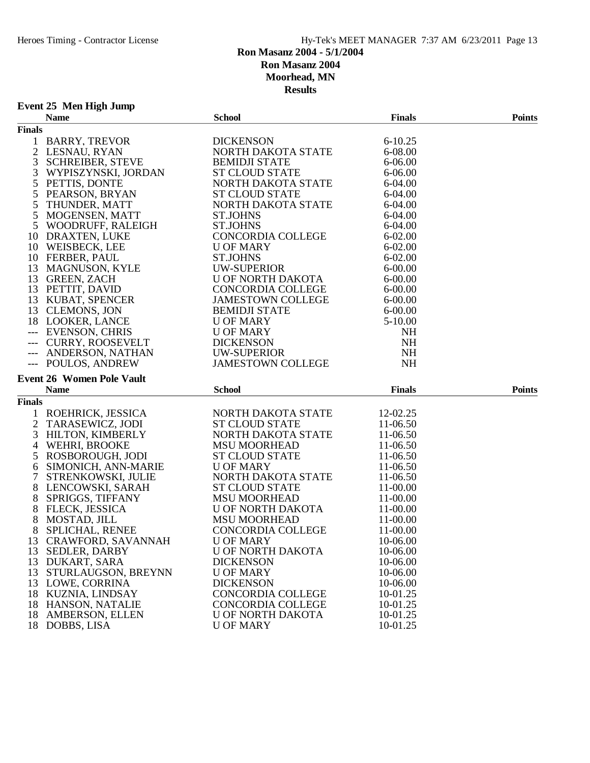# Ron Masanz 2004 - 5/1/2004

## Ron Masanz 2004

## Moorhead, MN

## Results

### Event 25 Men High Jump

| | Name | School | Finals | Points |
|---|---|---|---|---|
| **Finals** | | | | |
| 1 | BARRY, TREVOR | DICKENSON | 6-10.25 | |
| 2 | LESNAU, RYAN | NORTH DAKOTA STATE | 6-08.00 | |
| 3 | SCHREIBER, STEVE | BEMIDJI STATE | 6-06.00 | |
| 3 | WYPISZYNSKI, JORDAN | ST CLOUD STATE | 6-06.00 | |
| 5 | PETTIS, DONTE | NORTH DAKOTA STATE | 6-04.00 | |
| 5 | PEARSON, BRYAN | ST CLOUD STATE | 6-04.00 | |
| 5 | THUNDER, MATT | NORTH DAKOTA STATE | 6-04.00 | |
| 5 | MOGENSEN, MATT | ST.JOHNS | 6-04.00 | |
| 5 | WOODRUFF, RALEIGH | ST.JOHNS | 6-04.00 | |
| 10 | DRAXTEN, LUKE | CONCORDIA COLLEGE | 6-02.00 | |
| 10 | WEISBECK, LEE | U OF MARY | 6-02.00 | |
| 10 | FERBER, PAUL | ST.JOHNS | 6-02.00 | |
| 13 | MAGNUSON, KYLE | UW-SUPERIOR | 6-00.00 | |
| 13 | GREEN, ZACH | U OF NORTH DAKOTA | 6-00.00 | |
| 13 | PETTIT, DAVID | CONCORDIA COLLEGE | 6-00.00 | |
| 13 | KUBAT, SPENCER | JAMESTOWN COLLEGE | 6-00.00 | |
| 13 | CLEMONS, JON | BEMIDJI STATE | 6-00.00 | |
| 18 | LOOKER, LANCE | U OF MARY | 5-10.00 | |
| --- | EVENSON, CHRIS | U OF MARY | NH | |
| --- | CURRY, ROOSEVELT | DICKENSON | NH | |
| --- | ANDERSON, NATHAN | UW-SUPERIOR | NH | |
| --- | POULOS, ANDREW | JAMESTOWN COLLEGE | NH | |

### Event 26 Women Pole Vault

| | Name | School | Finals | Points |
|---|---|---|---|---|
| **Finals** | | | | |
| 1 | ROEHRICK, JESSICA | NORTH DAKOTA STATE | 12-02.25 | |
| 2 | TARASEWICZ, JODI | ST CLOUD STATE | 11-06.50 | |
| 3 | HILTON, KIMBERLY | NORTH DAKOTA STATE | 11-06.50 | |
| 4 | WEHRI, BROOKE | MSU MOORHEAD | 11-06.50 | |
| 5 | ROSBOROUGH, JODI | ST CLOUD STATE | 11-06.50 | |
| 6 | SIMONICH, ANN-MARIE | U OF MARY | 11-06.50 | |
| 7 | STRENKOWSKI, JULIE | NORTH DAKOTA STATE | 11-06.50 | |
| 8 | LENCOWSKI, SARAH | ST CLOUD STATE | 11-00.00 | |
| 8 | SPRIGGS, TIFFANY | MSU MOORHEAD | 11-00.00 | |
| 8 | FLECK, JESSICA | U OF NORTH DAKOTA | 11-00.00 | |
| 8 | MOSTAD, JILL | MSU MOORHEAD | 11-00.00 | |
| 8 | SPLICHAL, RENEE | CONCORDIA COLLEGE | 11-00.00 | |
| 13 | CRAWFORD, SAVANNAH | U OF MARY | 10-06.00 | |
| 13 | SEDLER, DARBY | U OF NORTH DAKOTA | 10-06.00 | |
| 13 | DUKART, SARA | DICKENSON | 10-06.00 | |
| 13 | STURLAUGSON, BREYNN | U OF MARY | 10-06.00 | |
| 13 | LOWE, CORRINA | DICKENSON | 10-06.00 | |
| 18 | KUZNIA, LINDSAY | CONCORDIA COLLEGE | 10-01.25 | |
| 18 | HANSON, NATALIE | CONCORDIA COLLEGE | 10-01.25 | |
| 18 | AMBERSON, ELLEN | U OF NORTH DAKOTA | 10-01.25 | |
| 18 | DOBBS, LISA | U OF MARY | 10-01.25 | |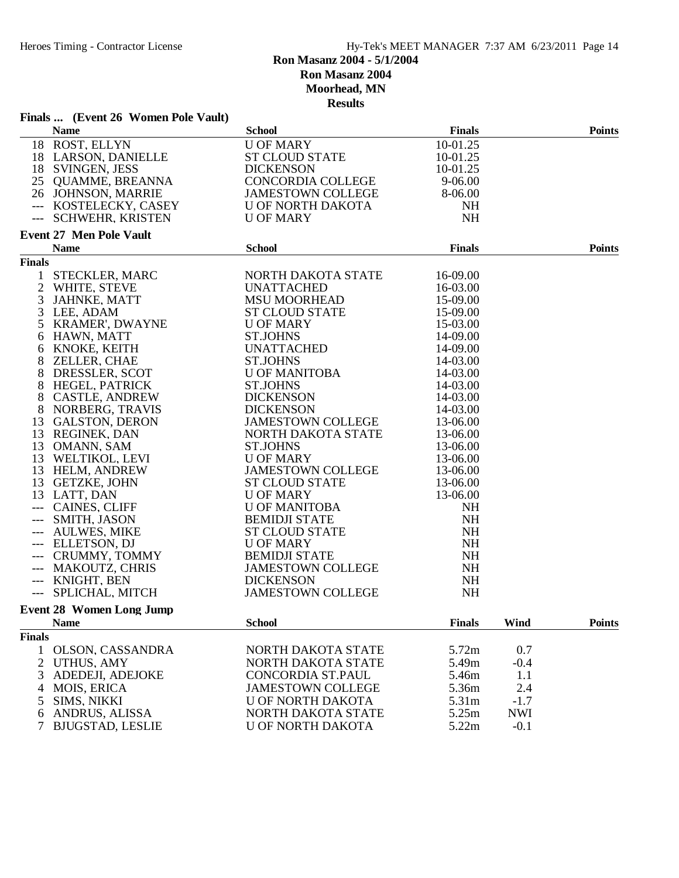# Ron Masanz 2004 - 5/1/2004

## Ron Masanz 2004

## Moorhead, MN

## Results

### Finals ... (Event 26 Women Pole Vault)

| | Name | School | Finals | Points |
|---|---|---|---|---|
| 18 | ROST, ELLYN | U OF MARY | 10-01.25 | |
| 18 | LARSON, DANIELLE | ST CLOUD STATE | 10-01.25 | |
| 18 | SVINGEN, JESS | DICKENSON | 10-01.25 | |
| 25 | QUAMME, BREANNA | CONCORDIA COLLEGE | 9-06.00 | |
| 26 | JOHNSON, MARRIE | JAMESTOWN COLLEGE | 8-06.00 | |
| --- | KOSTELECKY, CASEY | U OF NORTH DAKOTA | NH | |
| --- | SCHWEHR, KRISTEN | U OF MARY | NH | |

### Event 27 Men Pole Vault

| | Name | School | Finals | Points |
|---|---|---|---|---|
| **Finals** | | | | |
| 1 | STECKLER, MARC | NORTH DAKOTA STATE | 16-09.00 | |
| 2 | WHITE, STEVE | UNATTACHED | 16-03.00 | |
| 3 | JAHNKE, MATT | MSU MOORHEAD | 15-09.00 | |
| 3 | LEE, ADAM | ST CLOUD STATE | 15-09.00 | |
| 5 | KRAMER', DWAYNE | U OF MARY | 15-03.00 | |
| 6 | HAWN, MATT | ST.JOHNS | 14-09.00 | |
| 6 | KNOKE, KEITH | UNATTACHED | 14-09.00 | |
| 8 | ZELLER, CHAE | ST.JOHNS | 14-03.00 | |
| 8 | DRESSLER, SCOT | U OF MANITOBA | 14-03.00 | |
| 8 | HEGEL, PATRICK | ST.JOHNS | 14-03.00 | |
| 8 | CASTLE, ANDREW | DICKENSON | 14-03.00 | |
| 8 | NORBERG, TRAVIS | DICKENSON | 14-03.00 | |
| 13 | GALSTON, DERON | JAMESTOWN COLLEGE | 13-06.00 | |
| 13 | REGINEK, DAN | NORTH DAKOTA STATE | 13-06.00 | |
| 13 | OMANN, SAM | ST.JOHNS | 13-06.00 | |
| 13 | WELTIKOL, LEVI | U OF MARY | 13-06.00 | |
| 13 | HELM, ANDREW | JAMESTOWN COLLEGE | 13-06.00 | |
| 13 | GETZKE, JOHN | ST CLOUD STATE | 13-06.00 | |
| 13 | LATT, DAN | U OF MARY | 13-06.00 | |
| --- | CAINES, CLIFF | U OF MANITOBA | NH | |
| --- | SMITH, JASON | BEMIDJI STATE | NH | |
| --- | AULWES, MIKE | ST CLOUD STATE | NH | |
| --- | ELLETSON, DJ | U OF MARY | NH | |
| --- | CRUMMY, TOMMY | BEMIDJI STATE | NH | |
| --- | MAKOUTZ, CHRIS | JAMESTOWN COLLEGE | NH | |
| --- | KNIGHT, BEN | DICKENSON | NH | |
| --- | SPLICHAL, MITCH | JAMESTOWN COLLEGE | NH | |

### Event 28 Women Long Jump

| | Name | School | Finals | Wind | Points |
|---|---|---|---|---|---|
| **Finals** | | | | | |
| 1 | OLSON, CASSANDRA | NORTH DAKOTA STATE | 5.72m | 0.7 | |
| 2 | UTHUS, AMY | NORTH DAKOTA STATE | 5.49m | -0.4 | |
| 3 | ADEDEJI, ADEJOKE | CONCORDIA ST.PAUL | 5.46m | 1.1 | |
| 4 | MOIS, ERICA | JAMESTOWN COLLEGE | 5.36m | 2.4 | |
| 5 | SIMS, NIKKI | U OF NORTH DAKOTA | 5.31m | -1.7 | |
| 6 | ANDRUS, ALISSA | NORTH DAKOTA STATE | 5.25m | NWI | |
| 7 | BJUGSTAD, LESLIE | U OF NORTH DAKOTA | 5.22m | -0.1 | |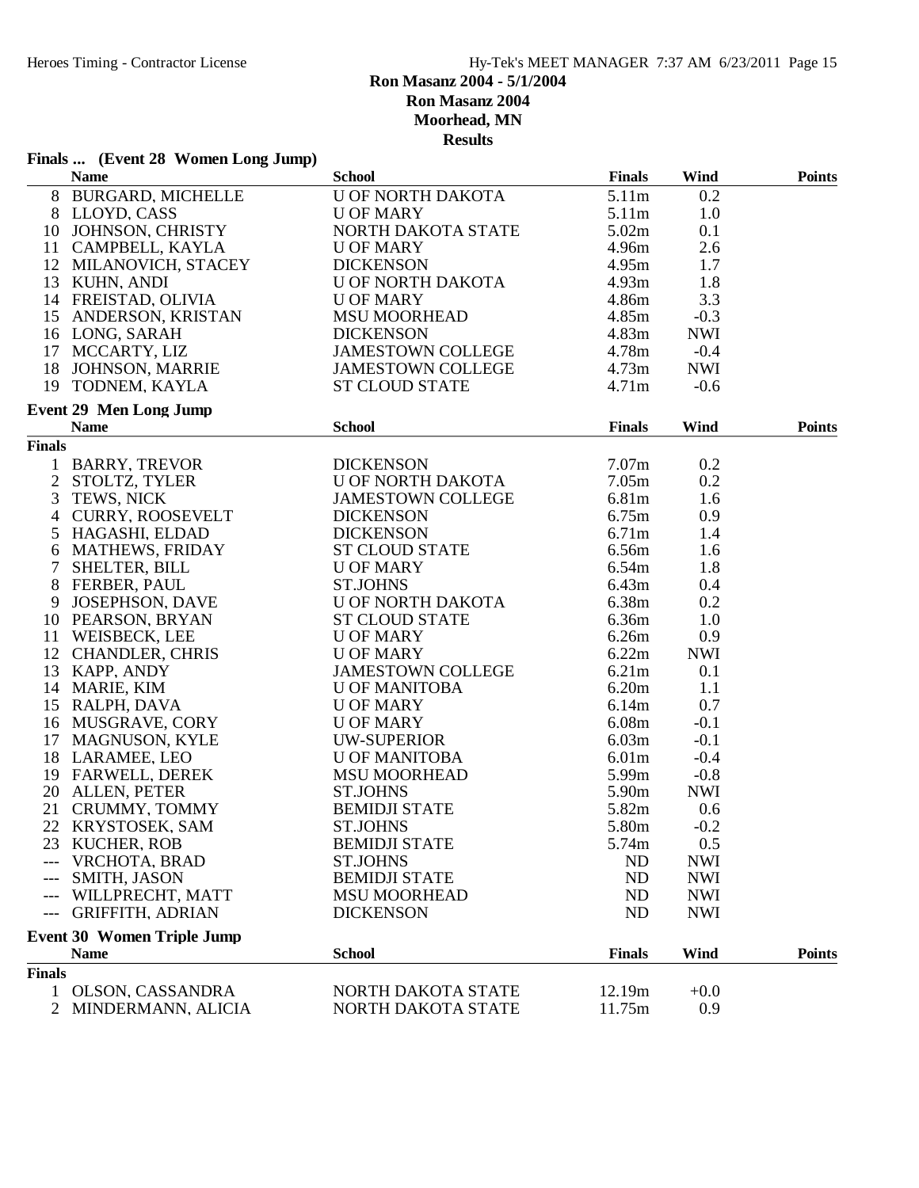# Ron Masanz 2004 - 5/1/2004

## Ron Masanz 2004

## Moorhead, MN

## Results

### Finals ... (Event 28 Women Long Jump)

| | Name | School | Finals | Wind | Points |
|---|---|---|---|---|---|
| 8 | BURGARD, MICHELLE | U OF NORTH DAKOTA | 5.11m | 0.2 | |
| 8 | LLOYD, CASS | U OF MARY | 5.11m | 1.0 | |
| 10 | JOHNSON, CHRISTY | NORTH DAKOTA STATE | 5.02m | 0.1 | |
| 11 | CAMPBELL, KAYLA | U OF MARY | 4.96m | 2.6 | |
| 12 | MILANOVICH, STACEY | DICKENSON | 4.95m | 1.7 | |
| 13 | KUHN, ANDI | U OF NORTH DAKOTA | 4.93m | 1.8 | |
| 14 | FREISTAD, OLIVIA | U OF MARY | 4.86m | 3.3 | |
| 15 | ANDERSON, KRISTAN | MSU MOORHEAD | 4.85m | -0.3 | |
| 16 | LONG, SARAH | DICKENSON | 4.83m | NWI | |
| 17 | MCCARTY, LIZ | JAMESTOWN COLLEGE | 4.78m | -0.4 | |
| 18 | JOHNSON, MARRIE | JAMESTOWN COLLEGE | 4.73m | NWI | |
| 19 | TODNEM, KAYLA | ST CLOUD STATE | 4.71m | -0.6 | |

### Event 29 Men Long Jump

| | Name | School | Finals | Wind | Points |
|---|---|---|---|---|---|
| **Finals** | | | | | |
| 1 | BARRY, TREVOR | DICKENSON | 7.07m | 0.2 | |
| 2 | STOLTZ, TYLER | U OF NORTH DAKOTA | 7.05m | 0.2 | |
| 3 | TEWS, NICK | JAMESTOWN COLLEGE | 6.81m | 1.6 | |
| 4 | CURRY, ROOSEVELT | DICKENSON | 6.75m | 0.9 | |
| 5 | HAGASHI, ELDAD | DICKENSON | 6.71m | 1.4 | |
| 6 | MATHEWS, FRIDAY | ST CLOUD STATE | 6.56m | 1.6 | |
| 7 | SHELTER, BILL | U OF MARY | 6.54m | 1.8 | |
| 8 | FERBER, PAUL | ST.JOHNS | 6.43m | 0.4 | |
| 9 | JOSEPHSON, DAVE | U OF NORTH DAKOTA | 6.38m | 0.2 | |
| 10 | PEARSON, BRYAN | ST CLOUD STATE | 6.36m | 1.0 | |
| 11 | WEISBECK, LEE | U OF MARY | 6.26m | 0.9 | |
| 12 | CHANDLER, CHRIS | U OF MARY | 6.22m | NWI | |
| 13 | KAPP, ANDY | JAMESTOWN COLLEGE | 6.21m | 0.1 | |
| 14 | MARIE, KIM | U OF MANITOBA | 6.20m | 1.1 | |
| 15 | RALPH, DAVA | U OF MARY | 6.14m | 0.7 | |
| 16 | MUSGRAVE, CORY | U OF MARY | 6.08m | -0.1 | |
| 17 | MAGNUSON, KYLE | UW-SUPERIOR | 6.03m | -0.1 | |
| 18 | LARAMEE, LEO | U OF MANITOBA | 6.01m | -0.4 | |
| 19 | FARWELL, DEREK | MSU MOORHEAD | 5.99m | -0.8 | |
| 20 | ALLEN, PETER | ST.JOHNS | 5.90m | NWI | |
| 21 | CRUMMY, TOMMY | BEMIDJI STATE | 5.82m | 0.6 | |
| 22 | KRYSTOSEK, SAM | ST.JOHNS | 5.80m | -0.2 | |
| 23 | KUCHER, ROB | BEMIDJI STATE | 5.74m | 0.5 | |
| --- | VRCHOTA, BRAD | ST.JOHNS | ND | NWI | |
| --- | SMITH, JASON | BEMIDJI STATE | ND | NWI | |
| --- | WILLPRECHT, MATT | MSU MOORHEAD | ND | NWI | |
| --- | GRIFFITH, ADRIAN | DICKENSON | ND | NWI | |

### Event 30 Women Triple Jump

| | Name | School | Finals | Wind | Points |
|---|---|---|---|---|---|
| **Finals** | | | | | |
| 1 | OLSON, CASSANDRA | NORTH DAKOTA STATE | 12.19m | +0.0 | |
| 2 | MINDERMANN, ALICIA | NORTH DAKOTA STATE | 11.75m | 0.9 | |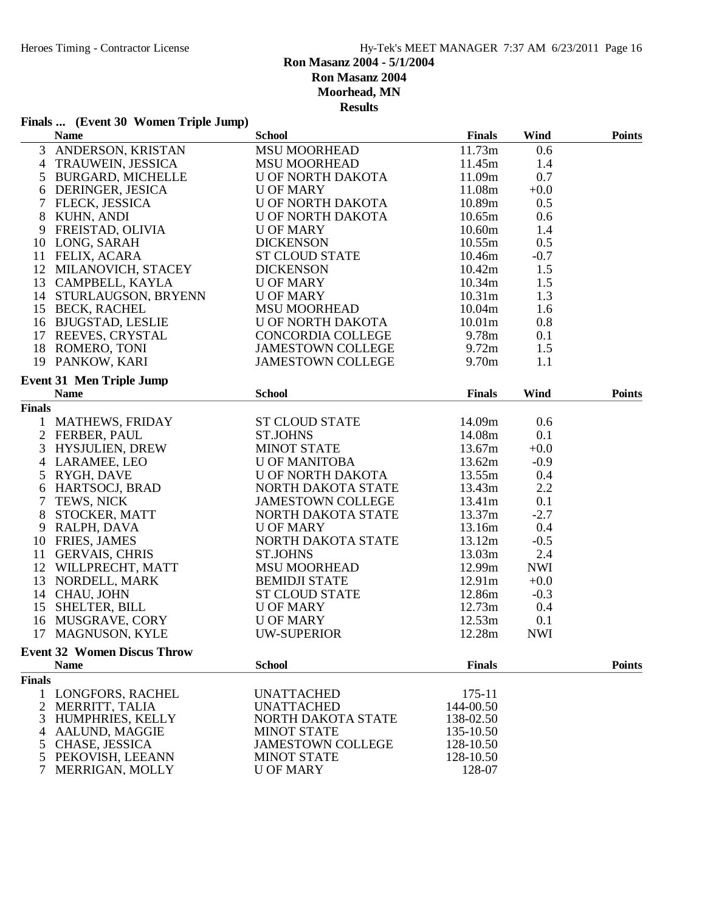# Ron Masanz 2004 - 5/1/2004
## Ron Masanz 2004
## Moorhead, MN
## Results

### Finals ... (Event 30 Women Triple Jump)

| | Name | School | Finals | Wind | Points |
|---|---|---|---|---|---|
| 3 | ANDERSON, KRISTAN | MSU MOORHEAD | 11.73m | 0.6 | |
| 4 | TRAUWEIN, JESSICA | MSU MOORHEAD | 11.45m | 1.4 | |
| 5 | BURGARD, MICHELLE | U OF NORTH DAKOTA | 11.09m | 0.7 | |
| 6 | DERINGER, JESICA | U OF MARY | 11.08m | +0.0 | |
| 7 | FLECK, JESSICA | U OF NORTH DAKOTA | 10.89m | 0.5 | |
| 8 | KUHN, ANDI | U OF NORTH DAKOTA | 10.65m | 0.6 | |
| 9 | FREISTAD, OLIVIA | U OF MARY | 10.60m | 1.4 | |
| 10 | LONG, SARAH | DICKENSON | 10.55m | 0.5 | |
| 11 | FELIX, ACARA | ST CLOUD STATE | 10.46m | -0.7 | |
| 12 | MILANOVICH, STACEY | DICKENSON | 10.42m | 1.5 | |
| 13 | CAMPBELL, KAYLA | U OF MARY | 10.34m | 1.5 | |
| 14 | STURLAUGSON, BRYENN | U OF MARY | 10.31m | 1.3 | |
| 15 | BECK, RACHEL | MSU MOORHEAD | 10.04m | 1.6 | |
| 16 | BJUGSTAD, LESLIE | U OF NORTH DAKOTA | 10.01m | 0.8 | |
| 17 | REEVES, CRYSTAL | CONCORDIA COLLEGE | 9.78m | 0.1 | |
| 18 | ROMERO, TONI | JAMESTOWN COLLEGE | 9.72m | 1.5 | |
| 19 | PANKOW, KARI | JAMESTOWN COLLEGE | 9.70m | 1.1 | |

### Event 31 Men Triple Jump

| | Name | School | Finals | Wind | Points |
|---|---|---|---|---|---|
| **Finals** | | | | | |
| 1 | MATHEWS, FRIDAY | ST CLOUD STATE | 14.09m | 0.6 | |
| 2 | FERBER, PAUL | ST.JOHNS | 14.08m | 0.1 | |
| 3 | HYSJULIEN, DREW | MINOT STATE | 13.67m | +0.0 | |
| 4 | LARAMEE, LEO | U OF MANITOBA | 13.62m | -0.9 | |
| 5 | RYGH, DAVE | U OF NORTH DAKOTA | 13.55m | 0.4 | |
| 6 | HARTSOCJ, BRAD | NORTH DAKOTA STATE | 13.43m | 2.2 | |
| 7 | TEWS, NICK | JAMESTOWN COLLEGE | 13.41m | 0.1 | |
| 8 | STOCKER, MATT | NORTH DAKOTA STATE | 13.37m | -2.7 | |
| 9 | RALPH, DAVA | U OF MARY | 13.16m | 0.4 | |
| 10 | FRIES, JAMES | NORTH DAKOTA STATE | 13.12m | -0.5 | |
| 11 | GERVAIS, CHRIS | ST.JOHNS | 13.03m | 2.4 | |
| 12 | WILLPRECHT, MATT | MSU MOORHEAD | 12.99m | NWI | |
| 13 | NORDELL, MARK | BEMIDJI STATE | 12.91m | +0.0 | |
| 14 | CHAU, JOHN | ST CLOUD STATE | 12.86m | -0.3 | |
| 15 | SHELTER, BILL | U OF MARY | 12.73m | 0.4 | |
| 16 | MUSGRAVE, CORY | U OF MARY | 12.53m | 0.1 | |
| 17 | MAGNUSON, KYLE | UW-SUPERIOR | 12.28m | NWI | |

### Event 32 Women Discus Throw

| | Name | School | Finals | Points |
|---|---|---|---|---|
| **Finals** | | | | |
| 1 | LONGFORS, RACHEL | UNATTACHED | 175-11 | |
| 2 | MERRITT, TALIA | UNATTACHED | 144-00.50 | |
| 3 | HUMPHRIES, KELLY | NORTH DAKOTA STATE | 138-02.50 | |
| 4 | AALUND, MAGGIE | MINOT STATE | 135-10.50 | |
| 5 | CHASE, JESSICA | JAMESTOWN COLLEGE | 128-10.50 | |
| 5 | PEKOVISH, LEEANN | MINOT STATE | 128-10.50 | |
| 7 | MERRIGAN, MOLLY | U OF MARY | 128-07 | |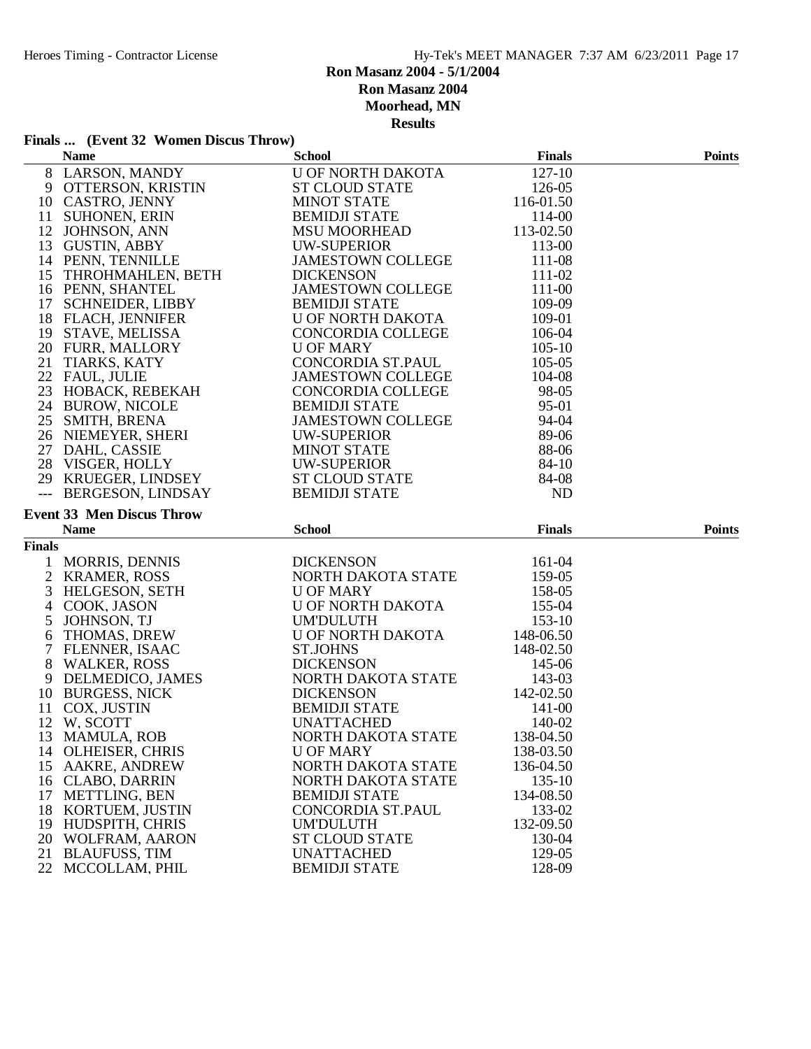# Ron Masanz 2004 - 5/1/2004

## Ron Masanz 2004

### Moorhead, MN

### Results

**Finals ... (Event 32 Women Discus Throw)**

| | Name | School | Finals | Points |
|---|---|---|---|---|
| 8 | LARSON, MANDY | U OF NORTH DAKOTA | 127-10 | |
| 9 | OTTERSON, KRISTIN | ST CLOUD STATE | 126-05 | |
| 10 | CASTRO, JENNY | MINOT STATE | 116-01.50 | |
| 11 | SUHONEN, ERIN | BEMIDJI STATE | 114-00 | |
| 12 | JOHNSON, ANN | MSU MOORHEAD | 113-02.50 | |
| 13 | GUSTIN, ABBY | UW-SUPERIOR | 113-00 | |
| 14 | PENN, TENNILLE | JAMESTOWN COLLEGE | 111-08 | |
| 15 | THROHMAHLEN, BETH | DICKENSON | 111-02 | |
| 16 | PENN, SHANTEL | JAMESTOWN COLLEGE | 111-00 | |
| 17 | SCHNEIDER, LIBBY | BEMIDJI STATE | 109-09 | |
| 18 | FLACH, JENNIFER | U OF NORTH DAKOTA | 109-01 | |
| 19 | STAVE, MELISSA | CONCORDIA COLLEGE | 106-04 | |
| 20 | FURR, MALLORY | U OF MARY | 105-10 | |
| 21 | TIARKS, KATY | CONCORDIA ST.PAUL | 105-05 | |
| 22 | FAUL, JULIE | JAMESTOWN COLLEGE | 104-08 | |
| 23 | HOBACK, REBEKAH | CONCORDIA COLLEGE | 98-05 | |
| 24 | BUROW, NICOLE | BEMIDJI STATE | 95-01 | |
| 25 | SMITH, BRENA | JAMESTOWN COLLEGE | 94-04 | |
| 26 | NIEMEYER, SHERI | UW-SUPERIOR | 89-06 | |
| 27 | DAHL, CASSIE | MINOT STATE | 88-06 | |
| 28 | VISGER, HOLLY | UW-SUPERIOR | 84-10 | |
| 29 | KRUEGER, LINDSEY | ST CLOUD STATE | 84-08 | |
| --- | BERGESON, LINDSAY | BEMIDJI STATE | ND | |

**Event 33 Men Discus Throw**

| | Name | School | Finals | Points |
|---|---|---|---|---|
| **Finals** | | | | |
| 1 | MORRIS, DENNIS | DICKENSON | 161-04 | |
| 2 | KRAMER, ROSS | NORTH DAKOTA STATE | 159-05 | |
| 3 | HELGESON, SETH | U OF MARY | 158-05 | |
| 4 | COOK, JASON | U OF NORTH DAKOTA | 155-04 | |
| 5 | JOHNSON, TJ | UM'DULUTH | 153-10 | |
| 6 | THOMAS, DREW | U OF NORTH DAKOTA | 148-06.50 | |
| 7 | FLENNER, ISAAC | ST.JOHNS | 148-02.50 | |
| 8 | WALKER, ROSS | DICKENSON | 145-06 | |
| 9 | DELMEDICO, JAMES | NORTH DAKOTA STATE | 143-03 | |
| 10 | BURGESS, NICK | DICKENSON | 142-02.50 | |
| 11 | COX, JUSTIN | BEMIDJI STATE | 141-00 | |
| 12 | W, SCOTT | UNATTACHED | 140-02 | |
| 13 | MAMULA, ROB | NORTH DAKOTA STATE | 138-04.50 | |
| 14 | OLHEISER, CHRIS | U OF MARY | 138-03.50 | |
| 15 | AAKRE, ANDREW | NORTH DAKOTA STATE | 136-04.50 | |
| 16 | CLABO, DARRIN | NORTH DAKOTA STATE | 135-10 | |
| 17 | METTLING, BEN | BEMIDJI STATE | 134-08.50 | |
| 18 | KORTUEM, JUSTIN | CONCORDIA ST.PAUL | 133-02 | |
| 19 | HUDSPITH, CHRIS | UM'DULUTH | 132-09.50 | |
| 20 | WOLFRAM, AARON | ST CLOUD STATE | 130-04 | |
| 21 | BLAUFUSS, TIM | UNATTACHED | 129-05 | |
| 22 | MCCOLLAM, PHIL | BEMIDJI STATE | 128-09 | |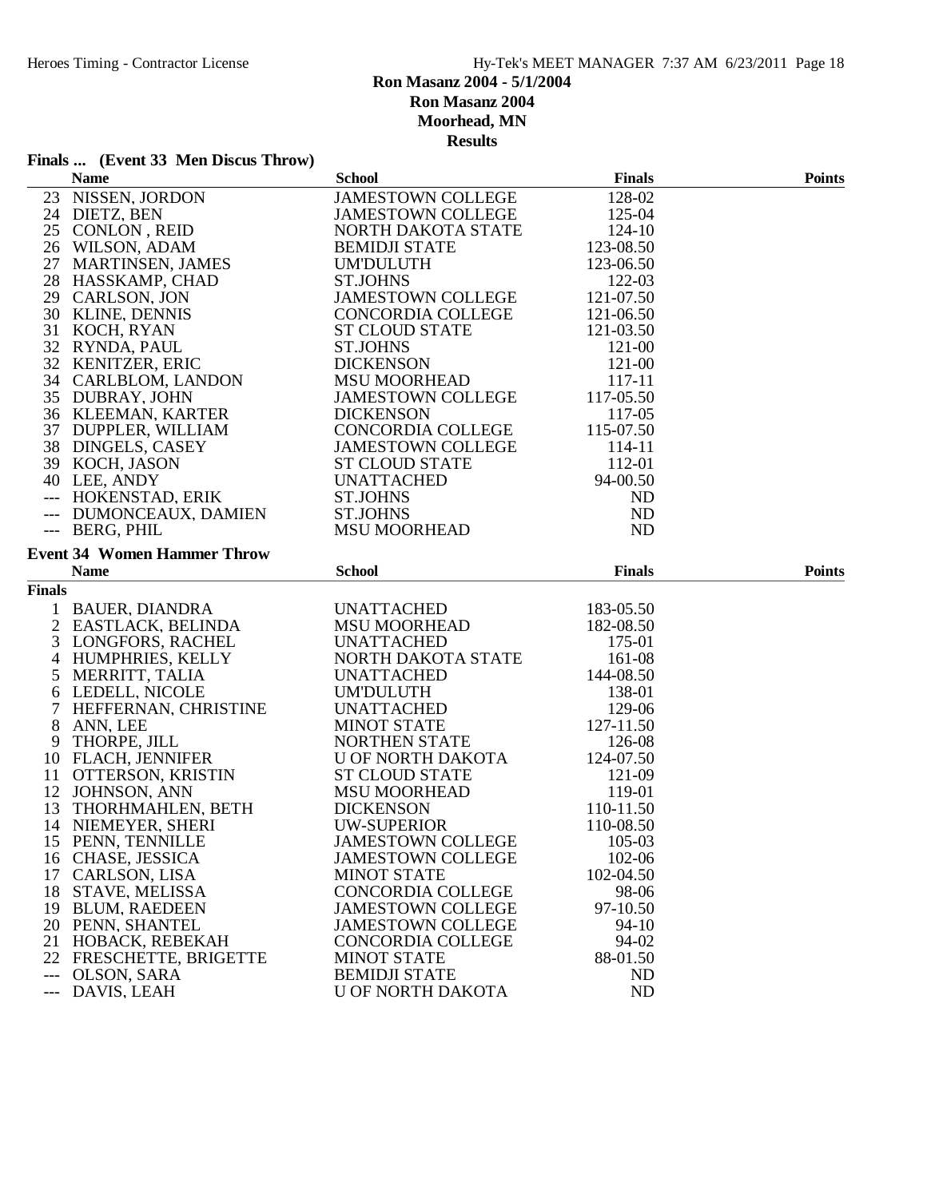# Ron Masanz 2004 - 5/1/2004

## Ron Masanz 2004

## Moorhead, MN

## Results

### Finals ... (Event 33 Men Discus Throw)

| | Name | School | Finals | Points |
|---|---|---|---|---|
| 23 | NISSEN, JORDON | JAMESTOWN COLLEGE | 128-02 | |
| 24 | DIETZ, BEN | JAMESTOWN COLLEGE | 125-04 | |
| 25 | CONLON , REID | NORTH DAKOTA STATE | 124-10 | |
| 26 | WILSON, ADAM | BEMIDJI STATE | 123-08.50 | |
| 27 | MARTINSEN, JAMES | UM'DULUTH | 123-06.50 | |
| 28 | HASSKAMP, CHAD | ST.JOHNS | 122-03 | |
| 29 | CARLSON, JON | JAMESTOWN COLLEGE | 121-07.50 | |
| 30 | KLINE, DENNIS | CONCORDIA COLLEGE | 121-06.50 | |
| 31 | KOCH, RYAN | ST CLOUD STATE | 121-03.50 | |
| 32 | RYNDA, PAUL | ST.JOHNS | 121-00 | |
| 32 | KENITZER, ERIC | DICKENSON | 121-00 | |
| 34 | CARLBLOM, LANDON | MSU MOORHEAD | 117-11 | |
| 35 | DUBRAY, JOHN | JAMESTOWN COLLEGE | 117-05.50 | |
| 36 | KLEEMAN, KARTER | DICKENSON | 117-05 | |
| 37 | DUPPLER, WILLIAM | CONCORDIA COLLEGE | 115-07.50 | |
| 38 | DINGELS, CASEY | JAMESTOWN COLLEGE | 114-11 | |
| 39 | KOCH, JASON | ST CLOUD STATE | 112-01 | |
| 40 | LEE, ANDY | UNATTACHED | 94-00.50 | |
| --- | HOKENSTAD, ERIK | ST.JOHNS | ND | |
| --- | DUMONCEAUX, DAMIEN | ST.JOHNS | ND | |
| --- | BERG, PHIL | MSU MOORHEAD | ND | |

### Event 34 Women Hammer Throw

| | Name | School | Finals | Points |
|---|---|---|---|---|
| **Finals** | | | | |
| 1 | BAUER, DIANDRA | UNATTACHED | 183-05.50 | |
| 2 | EASTLACK, BELINDA | MSU MOORHEAD | 182-08.50 | |
| 3 | LONGFORS, RACHEL | UNATTACHED | 175-01 | |
| 4 | HUMPHRIES, KELLY | NORTH DAKOTA STATE | 161-08 | |
| 5 | MERRITT, TALIA | UNATTACHED | 144-08.50 | |
| 6 | LEDELL, NICOLE | UM'DULUTH | 138-01 | |
| 7 | HEFFERNAN, CHRISTINE | UNATTACHED | 129-06 | |
| 8 | ANN, LEE | MINOT STATE | 127-11.50 | |
| 9 | THORPE, JILL | NORTHEN STATE | 126-08 | |
| 10 | FLACH, JENNIFER | U OF NORTH DAKOTA | 124-07.50 | |
| 11 | OTTERSON, KRISTIN | ST CLOUD STATE | 121-09 | |
| 12 | JOHNSON, ANN | MSU MOORHEAD | 119-01 | |
| 13 | THORHMAHLEN, BETH | DICKENSON | 110-11.50 | |
| 14 | NIEMEYER, SHERI | UW-SUPERIOR | 110-08.50 | |
| 15 | PENN, TENNILLE | JAMESTOWN COLLEGE | 105-03 | |
| 16 | CHASE, JESSICA | JAMESTOWN COLLEGE | 102-06 | |
| 17 | CARLSON, LISA | MINOT STATE | 102-04.50 | |
| 18 | STAVE, MELISSA | CONCORDIA COLLEGE | 98-06 | |
| 19 | BLUM, RAEDEEN | JAMESTOWN COLLEGE | 97-10.50 | |
| 20 | PENN, SHANTEL | JAMESTOWN COLLEGE | 94-10 | |
| 21 | HOBACK, REBEKAH | CONCORDIA COLLEGE | 94-02 | |
| 22 | FRESCHETTE, BRIGETTE | MINOT STATE | 88-01.50 | |
| --- | OLSON, SARA | BEMIDJI STATE | ND | |
| --- | DAVIS, LEAH | U OF NORTH DAKOTA | ND | |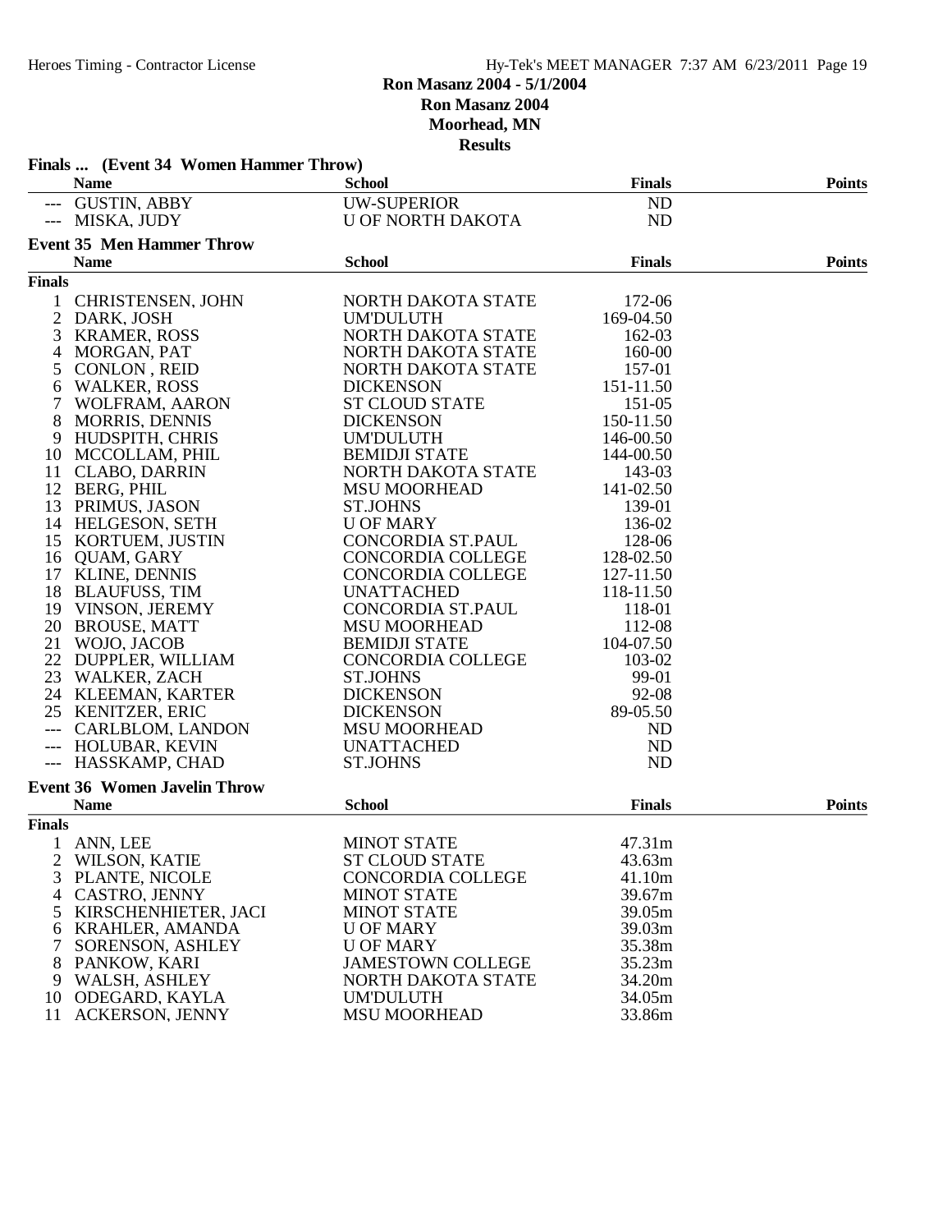# Ron Masanz 2004 - 5/1/2004

## Ron Masanz 2004

## Moorhead, MN

## Results

### Finals ... (Event 34 Women Hammer Throw)

| | Name | School | Finals | Points |
|---|---|---|---|---|
| --- | GUSTIN, ABBY | UW-SUPERIOR | ND | |
| --- | MISKA, JUDY | U OF NORTH DAKOTA | ND | |

### Event 35 Men Hammer Throw

| | Name | School | Finals | Points |
|---|---|---|---|---|
| **Finals** | | | | |
| 1 | CHRISTENSEN, JOHN | NORTH DAKOTA STATE | 172-06 | |
| 2 | DARK, JOSH | UM'DULUTH | 169-04.50 | |
| 3 | KRAMER, ROSS | NORTH DAKOTA STATE | 162-03 | |
| 4 | MORGAN, PAT | NORTH DAKOTA STATE | 160-00 | |
| 5 | CONLON , REID | NORTH DAKOTA STATE | 157-01 | |
| 6 | WALKER, ROSS | DICKENSON | 151-11.50 | |
| 7 | WOLFRAM, AARON | ST CLOUD STATE | 151-05 | |
| 8 | MORRIS, DENNIS | DICKENSON | 150-11.50 | |
| 9 | HUDSPITH, CHRIS | UM'DULUTH | 146-00.50 | |
| 10 | MCCOLLAM, PHIL | BEMIDJI STATE | 144-00.50 | |
| 11 | CLABO, DARRIN | NORTH DAKOTA STATE | 143-03 | |
| 12 | BERG, PHIL | MSU MOORHEAD | 141-02.50 | |
| 13 | PRIMUS, JASON | ST.JOHNS | 139-01 | |
| 14 | HELGESON, SETH | U OF MARY | 136-02 | |
| 15 | KORTUEM, JUSTIN | CONCORDIA ST.PAUL | 128-06 | |
| 16 | QUAM, GARY | CONCORDIA COLLEGE | 128-02.50 | |
| 17 | KLINE, DENNIS | CONCORDIA COLLEGE | 127-11.50 | |
| 18 | BLAUFUSS, TIM | UNATTACHED | 118-11.50 | |
| 19 | VINSON, JEREMY | CONCORDIA ST.PAUL | 118-01 | |
| 20 | BROUSE, MATT | MSU MOORHEAD | 112-08 | |
| 21 | WOJO, JACOB | BEMIDJI STATE | 104-07.50 | |
| 22 | DUPPLER, WILLIAM | CONCORDIA COLLEGE | 103-02 | |
| 23 | WALKER, ZACH | ST.JOHNS | 99-01 | |
| 24 | KLEEMAN, KARTER | DICKENSON | 92-08 | |
| 25 | KENITZER, ERIC | DICKENSON | 89-05.50 | |
| --- | CARLBLOM, LANDON | MSU MOORHEAD | ND | |
| --- | HOLUBAR, KEVIN | UNATTACHED | ND | |
| --- | HASSKAMP, CHAD | ST.JOHNS | ND | |

### Event 36 Women Javelin Throw

| | Name | School | Finals | Points |
|---|---|---|---|---|
| **Finals** | | | | |
| 1 | ANN, LEE | MINOT STATE | 47.31m | |
| 2 | WILSON, KATIE | ST CLOUD STATE | 43.63m | |
| 3 | PLANTE, NICOLE | CONCORDIA COLLEGE | 41.10m | |
| 4 | CASTRO, JENNY | MINOT STATE | 39.67m | |
| 5 | KIRSCHENHIETER, JACI | MINOT STATE | 39.05m | |
| 6 | KRAHLER, AMANDA | U OF MARY | 39.03m | |
| 7 | SORENSON, ASHLEY | U OF MARY | 35.38m | |
| 8 | PANKOW, KARI | JAMESTOWN COLLEGE | 35.23m | |
| 9 | WALSH, ASHLEY | NORTH DAKOTA STATE | 34.20m | |
| 10 | ODEGARD, KAYLA | UM'DULUTH | 34.05m | |
| 11 | ACKERSON, JENNY | MSU MOORHEAD | 33.86m | |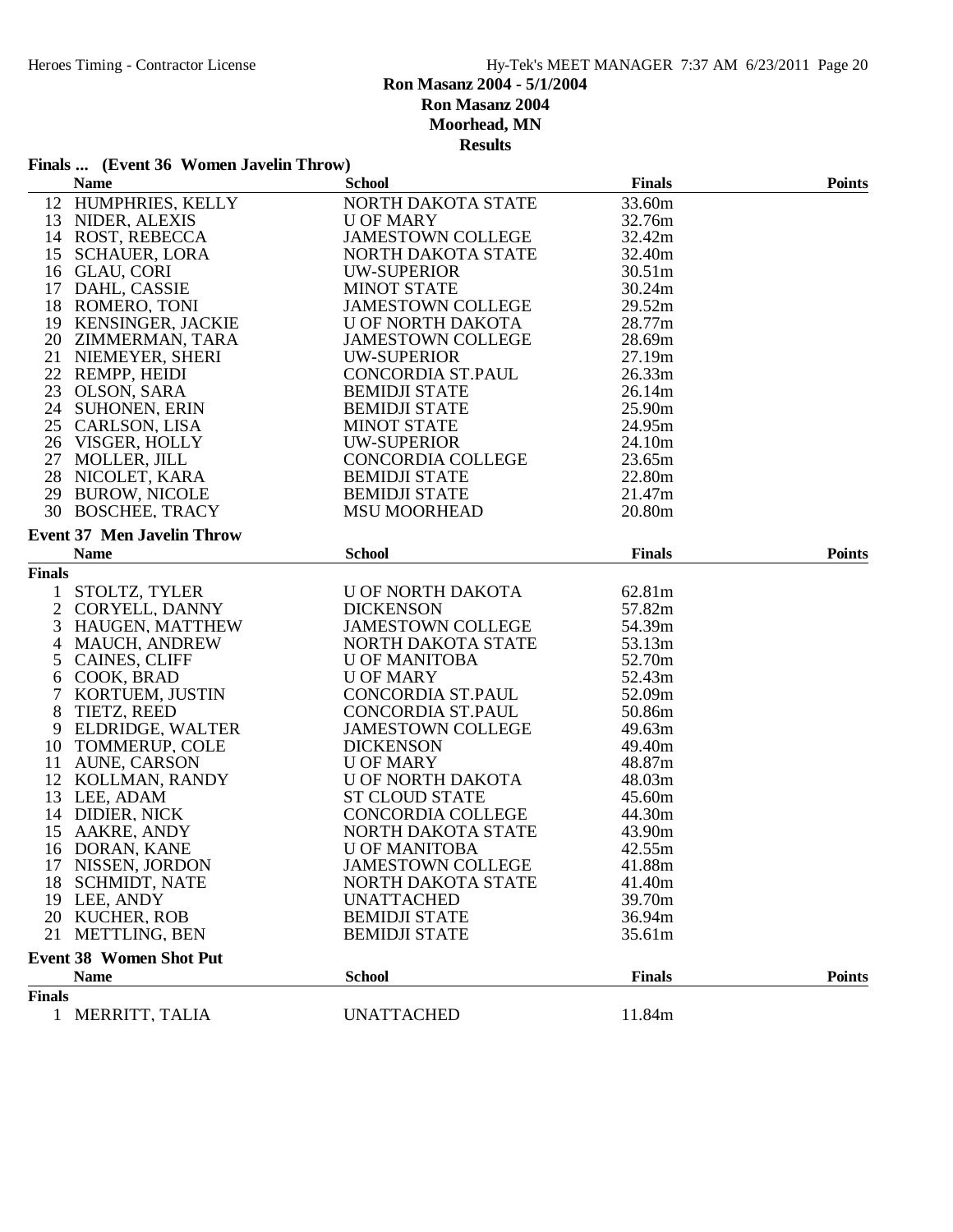# Ron Masanz 2004 - 5/1/2004

## Ron Masanz 2004

## Moorhead, MN

## Results

### Finals ... (Event 36 Women Javelin Throw)

| | Name | School | Finals | Points |
|---|---|---|---|---|
| 12 | HUMPHRIES, KELLY | NORTH DAKOTA STATE | 33.60m | |
| 13 | NIDER, ALEXIS | U OF MARY | 32.76m | |
| 14 | ROST, REBECCA | JAMESTOWN COLLEGE | 32.42m | |
| 15 | SCHAUER, LORA | NORTH DAKOTA STATE | 32.40m | |
| 16 | GLAU, CORI | UW-SUPERIOR | 30.51m | |
| 17 | DAHL, CASSIE | MINOT STATE | 30.24m | |
| 18 | ROMERO, TONI | JAMESTOWN COLLEGE | 29.52m | |
| 19 | KENSINGER, JACKIE | U OF NORTH DAKOTA | 28.77m | |
| 20 | ZIMMERMAN, TARA | JAMESTOWN COLLEGE | 28.69m | |
| 21 | NIEMEYER, SHERI | UW-SUPERIOR | 27.19m | |
| 22 | REMPP, HEIDI | CONCORDIA ST.PAUL | 26.33m | |
| 23 | OLSON, SARA | BEMIDJI STATE | 26.14m | |
| 24 | SUHONEN, ERIN | BEMIDJI STATE | 25.90m | |
| 25 | CARLSON, LISA | MINOT STATE | 24.95m | |
| 26 | VISGER, HOLLY | UW-SUPERIOR | 24.10m | |
| 27 | MOLLER, JILL | CONCORDIA COLLEGE | 23.65m | |
| 28 | NICOLET, KARA | BEMIDJI STATE | 22.80m | |
| 29 | BUROW, NICOLE | BEMIDJI STATE | 21.47m | |
| 30 | BOSCHEE, TRACY | MSU MOORHEAD | 20.80m | |

### Event 37 Men Javelin Throw

| | Name | School | Finals | Points |
|---|---|---|---|---|
| **Finals** | | | | |
| 1 | STOLTZ, TYLER | U OF NORTH DAKOTA | 62.81m | |
| 2 | CORYELL, DANNY | DICKENSON | 57.82m | |
| 3 | HAUGEN, MATTHEW | JAMESTOWN COLLEGE | 54.39m | |
| 4 | MAUCH, ANDREW | NORTH DAKOTA STATE | 53.13m | |
| 5 | CAINES, CLIFF | U OF MANITOBA | 52.70m | |
| 6 | COOK, BRAD | U OF MARY | 52.43m | |
| 7 | KORTUEM, JUSTIN | CONCORDIA ST.PAUL | 52.09m | |
| 8 | TIETZ, REED | CONCORDIA ST.PAUL | 50.86m | |
| 9 | ELDRIDGE, WALTER | JAMESTOWN COLLEGE | 49.63m | |
| 10 | TOMMERUP, COLE | DICKENSON | 49.40m | |
| 11 | AUNE, CARSON | U OF MARY | 48.87m | |
| 12 | KOLLMAN, RANDY | U OF NORTH DAKOTA | 48.03m | |
| 13 | LEE, ADAM | ST CLOUD STATE | 45.60m | |
| 14 | DIDIER, NICK | CONCORDIA COLLEGE | 44.30m | |
| 15 | AAKRE, ANDY | NORTH DAKOTA STATE | 43.90m | |
| 16 | DORAN, KANE | U OF MANITOBA | 42.55m | |
| 17 | NISSEN, JORDON | JAMESTOWN COLLEGE | 41.88m | |
| 18 | SCHMIDT, NATE | NORTH DAKOTA STATE | 41.40m | |
| 19 | LEE, ANDY | UNATTACHED | 39.70m | |
| 20 | KUCHER, ROB | BEMIDJI STATE | 36.94m | |
| 21 | METTLING, BEN | BEMIDJI STATE | 35.61m | |

### Event 38 Women Shot Put

| | Name | School | Finals | Points |
|---|---|---|---|---|
| **Finals** | | | | |
| 1 | MERRITT, TALIA | UNATTACHED | 11.84m | |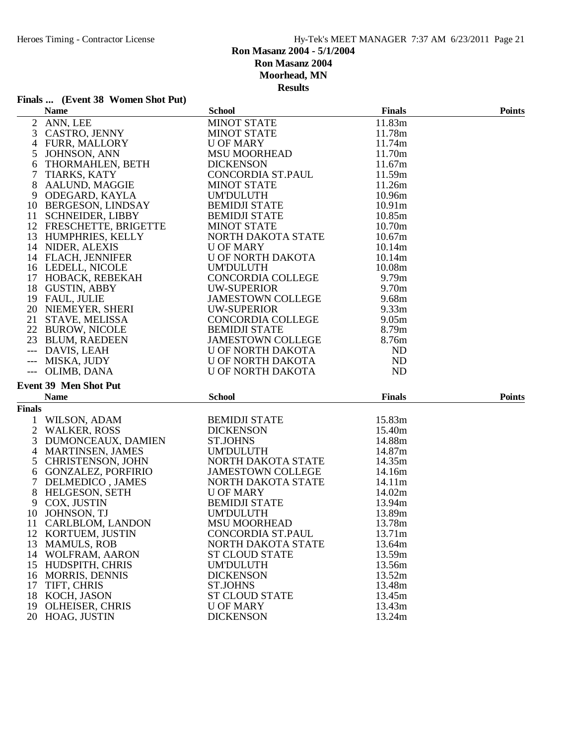# Ron Masanz 2004 - 5/1/2004

**Ron Masanz 2004**

**Moorhead, MN**

**Results**

### Finals ... (Event 38 Women Shot Put)

| | Name | School | Finals | Points |
|---|---|---|---|---|
| 2 | ANN, LEE | MINOT STATE | 11.83m | |
| 3 | CASTRO, JENNY | MINOT STATE | 11.78m | |
| 4 | FURR, MALLORY | U OF MARY | 11.74m | |
| 5 | JOHNSON, ANN | MSU MOORHEAD | 11.70m | |
| 6 | THORMAHLEN, BETH | DICKENSON | 11.67m | |
| 7 | TIARKS, KATY | CONCORDIA ST.PAUL | 11.59m | |
| 8 | AALUND, MAGGIE | MINOT STATE | 11.26m | |
| 9 | ODEGARD, KAYLA | UM'DULUTH | 10.96m | |
| 10 | BERGESON, LINDSAY | BEMIDJI STATE | 10.91m | |
| 11 | SCHNEIDER, LIBBY | BEMIDJI STATE | 10.85m | |
| 12 | FRESCHETTE, BRIGETTE | MINOT STATE | 10.70m | |
| 13 | HUMPHRIES, KELLY | NORTH DAKOTA STATE | 10.67m | |
| 14 | NIDER, ALEXIS | U OF MARY | 10.14m | |
| 14 | FLACH, JENNIFER | U OF NORTH DAKOTA | 10.14m | |
| 16 | LEDELL, NICOLE | UM'DULUTH | 10.08m | |
| 17 | HOBACK, REBEKAH | CONCORDIA COLLEGE | 9.79m | |
| 18 | GUSTIN, ABBY | UW-SUPERIOR | 9.70m | |
| 19 | FAUL, JULIE | JAMESTOWN COLLEGE | 9.68m | |
| 20 | NIEMEYER, SHERI | UW-SUPERIOR | 9.33m | |
| 21 | STAVE, MELISSA | CONCORDIA COLLEGE | 9.05m | |
| 22 | BUROW, NICOLE | BEMIDJI STATE | 8.79m | |
| 23 | BLUM, RAEDEEN | JAMESTOWN COLLEGE | 8.76m | |
| --- | DAVIS, LEAH | U OF NORTH DAKOTA | ND | |
| --- | MISKA, JUDY | U OF NORTH DAKOTA | ND | |
| --- | OLIMB, DANA | U OF NORTH DAKOTA | ND | |

### Event 39 Men Shot Put

| | Name | School | Finals | Points |
|---|---|---|---|---|
| **Finals** | | | | |
| 1 | WILSON, ADAM | BEMIDJI STATE | 15.83m | |
| 2 | WALKER, ROSS | DICKENSON | 15.40m | |
| 3 | DUMONCEAUX, DAMIEN | ST.JOHNS | 14.88m | |
| 4 | MARTINSEN, JAMES | UM'DULUTH | 14.87m | |
| 5 | CHRISTENSON, JOHN | NORTH DAKOTA STATE | 14.35m | |
| 6 | GONZALEZ, PORFIRIO | JAMESTOWN COLLEGE | 14.16m | |
| 7 | DELMEDICO , JAMES | NORTH DAKOTA STATE | 14.11m | |
| 8 | HELGESON, SETH | U OF MARY | 14.02m | |
| 9 | COX, JUSTIN | BEMIDJI STATE | 13.94m | |
| 10 | JOHNSON, TJ | UM'DULUTH | 13.89m | |
| 11 | CARLBLOM, LANDON | MSU MOORHEAD | 13.78m | |
| 12 | KORTUEM, JUSTIN | CONCORDIA ST.PAUL | 13.71m | |
| 13 | MAMULS, ROB | NORTH DAKOTA STATE | 13.64m | |
| 14 | WOLFRAM, AARON | ST CLOUD STATE | 13.59m | |
| 15 | HUDSPITH, CHRIS | UM'DULUTH | 13.56m | |
| 16 | MORRIS, DENNIS | DICKENSON | 13.52m | |
| 17 | TIFT, CHRIS | ST.JOHNS | 13.48m | |
| 18 | KOCH, JASON | ST CLOUD STATE | 13.45m | |
| 19 | OLHEISER, CHRIS | U OF MARY | 13.43m | |
| 20 | HOAG, JUSTIN | DICKENSON | 13.24m | |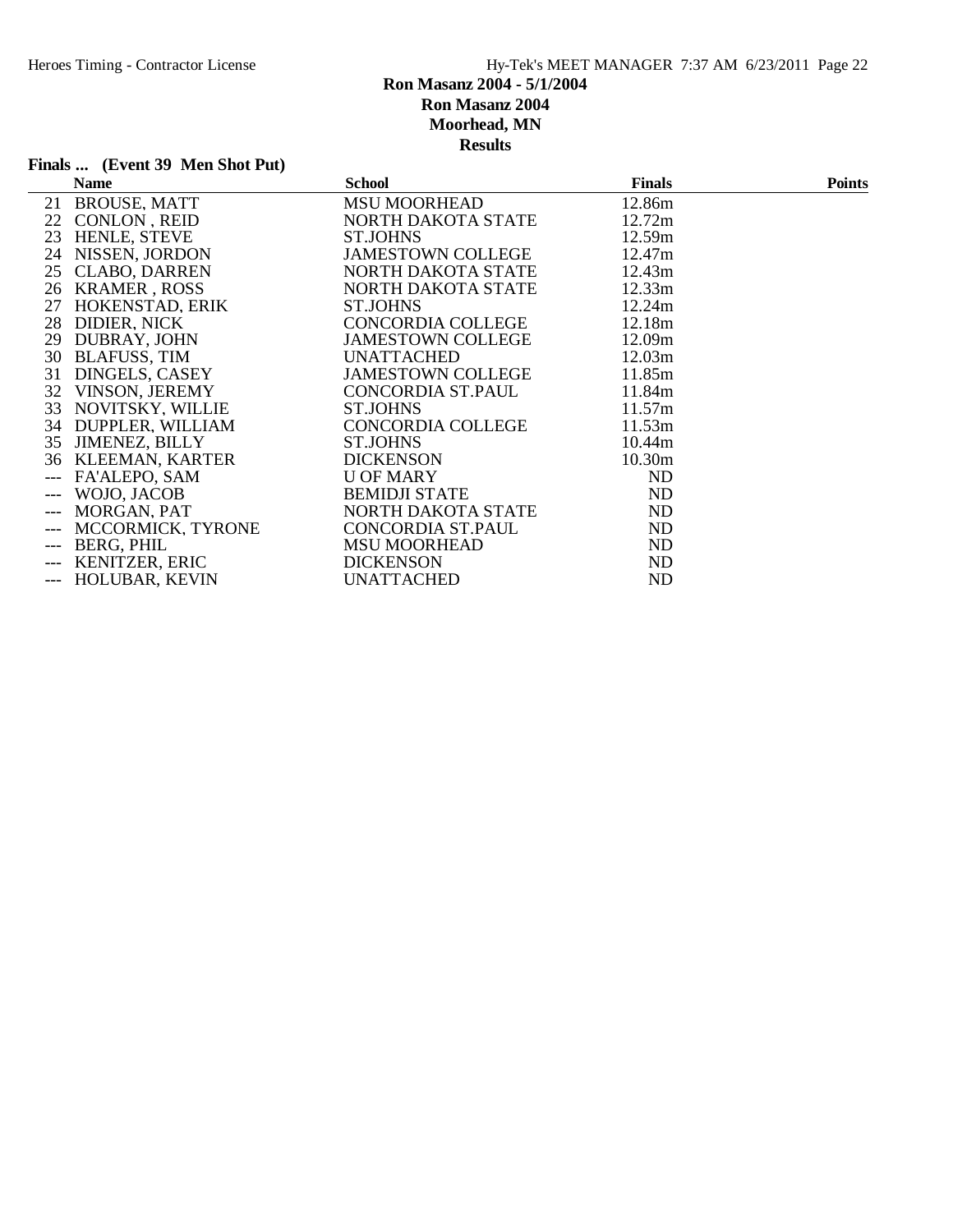# Ron Masanz 2004 - 5/1/2004

## Ron Masanz 2004

## Moorhead, MN

## Results

**Finals ... (Event 39 Men Shot Put)**

| | Name | School | Finals | Points |
|---|---|---|---|---|
| 21 | BROUSE, MATT | MSU MOORHEAD | 12.86m | |
| 22 | CONLON , REID | NORTH DAKOTA STATE | 12.72m | |
| 23 | HENLE, STEVE | ST.JOHNS | 12.59m | |
| 24 | NISSEN, JORDON | JAMESTOWN COLLEGE | 12.47m | |
| 25 | CLABO, DARREN | NORTH DAKOTA STATE | 12.43m | |
| 26 | KRAMER , ROSS | NORTH DAKOTA STATE | 12.33m | |
| 27 | HOKENSTAD, ERIK | ST.JOHNS | 12.24m | |
| 28 | DIDIER, NICK | CONCORDIA COLLEGE | 12.18m | |
| 29 | DUBRAY, JOHN | JAMESTOWN COLLEGE | 12.09m | |
| 30 | BLAFUSS, TIM | UNATTACHED | 12.03m | |
| 31 | DINGELS, CASEY | JAMESTOWN COLLEGE | 11.85m | |
| 32 | VINSON, JEREMY | CONCORDIA ST.PAUL | 11.84m | |
| 33 | NOVITSKY, WILLIE | ST.JOHNS | 11.57m | |
| 34 | DUPPLER, WILLIAM | CONCORDIA COLLEGE | 11.53m | |
| 35 | JIMENEZ, BILLY | ST.JOHNS | 10.44m | |
| 36 | KLEEMAN, KARTER | DICKENSON | 10.30m | |
| --- | FA'ALEPO, SAM | U OF MARY | ND | |
| --- | WOJO, JACOB | BEMIDJI STATE | ND | |
| --- | MORGAN, PAT | NORTH DAKOTA STATE | ND | |
| --- | MCCORMICK, TYRONE | CONCORDIA ST.PAUL | ND | |
| --- | BERG, PHIL | MSU MOORHEAD | ND | |
| --- | KENITZER, ERIC | DICKENSON | ND | |
| --- | HOLUBAR, KEVIN | UNATTACHED | ND | |